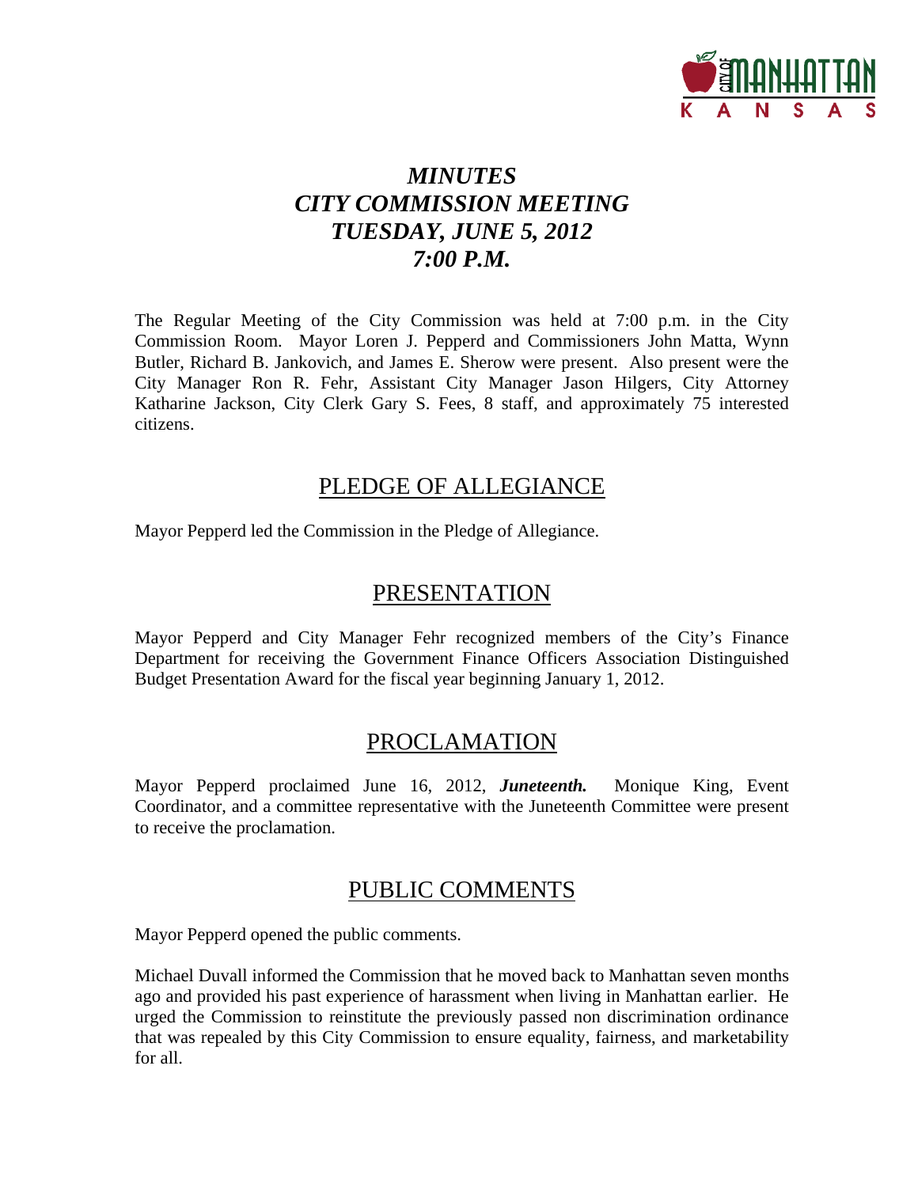# *MINUTES*
# *CITY COMMISSION MEETING*
# *TUESDAY, JUNE 5, 2012*
# *7:00 P.M.*

The Regular Meeting of the City Commission was held at 7:00 p.m. in the City Commission Room. Mayor Loren J. Pepperd and Commissioners John Matta, Wynn Butler, Richard B. Jankovich, and James E. Sherow were present. Also present were the City Manager Ron R. Fehr, Assistant City Manager Jason Hilgers, City Attorney Katharine Jackson, City Clerk Gary S. Fees, 8 staff, and approximately 75 interested citizens.

## PLEDGE OF ALLEGIANCE

Mayor Pepperd led the Commission in the Pledge of Allegiance.

## PRESENTATION

Mayor Pepperd and City Manager Fehr recognized members of the City's Finance Department for receiving the Government Finance Officers Association Distinguished Budget Presentation Award for the fiscal year beginning January 1, 2012.

## PROCLAMATION

Mayor Pepperd proclaimed June 16, 2012, ***Juneteenth.*** Monique King, Event Coordinator, and a committee representative with the Juneteenth Committee were present to receive the proclamation.

## PUBLIC COMMENTS

Mayor Pepperd opened the public comments.

Michael Duvall informed the Commission that he moved back to Manhattan seven months ago and provided his past experience of harassment when living in Manhattan earlier. He urged the Commission to reinstitute the previously passed non discrimination ordinance that was repealed by this City Commission to ensure equality, fairness, and marketability for all.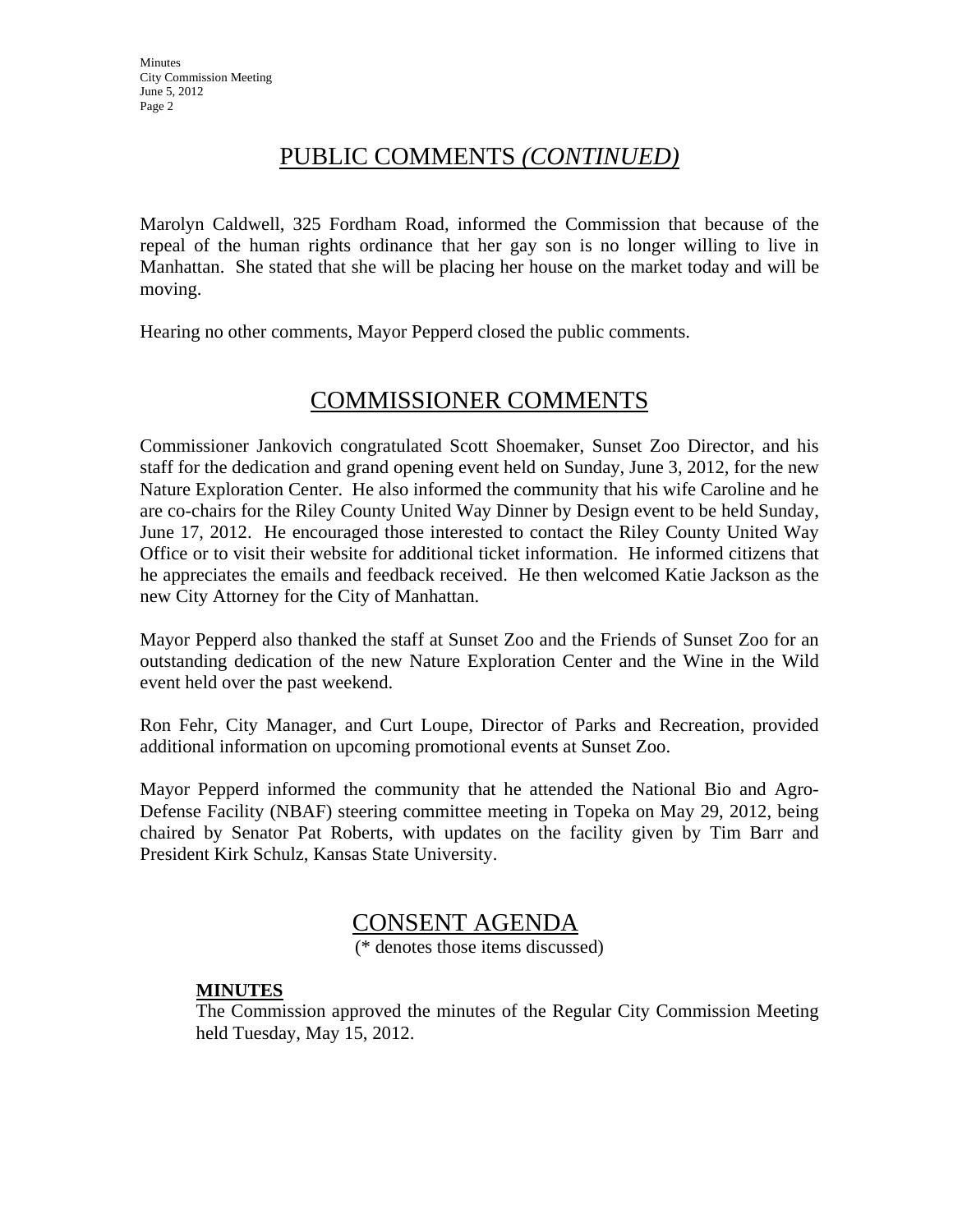## PUBLIC COMMENTS *(CONTINUED)*

Marolyn Caldwell, 325 Fordham Road, informed the Commission that because of the repeal of the human rights ordinance that her gay son is no longer willing to live in Manhattan. She stated that she will be placing her house on the market today and will be moving.

Hearing no other comments, Mayor Pepperd closed the public comments.

## COMMISSIONER COMMENTS

Commissioner Jankovich congratulated Scott Shoemaker, Sunset Zoo Director, and his staff for the dedication and grand opening event held on Sunday, June 3, 2012, for the new Nature Exploration Center. He also informed the community that his wife Caroline and he are co-chairs for the Riley County United Way Dinner by Design event to be held Sunday, June 17, 2012. He encouraged those interested to contact the Riley County United Way Office or to visit their website for additional ticket information. He informed citizens that he appreciates the emails and feedback received. He then welcomed Katie Jackson as the new City Attorney for the City of Manhattan.

Mayor Pepperd also thanked the staff at Sunset Zoo and the Friends of Sunset Zoo for an outstanding dedication of the new Nature Exploration Center and the Wine in the Wild event held over the past weekend.

Ron Fehr, City Manager, and Curt Loupe, Director of Parks and Recreation, provided additional information on upcoming promotional events at Sunset Zoo.

Mayor Pepperd informed the community that he attended the National Bio and Agro-Defense Facility (NBAF) steering committee meeting in Topeka on May 29, 2012, being chaired by Senator Pat Roberts, with updates on the facility given by Tim Barr and President Kirk Schulz, Kansas State University.

## CONSENT AGENDA

(* denotes those items discussed)

**MINUTES**

The Commission approved the minutes of the Regular City Commission Meeting held Tuesday, May 15, 2012.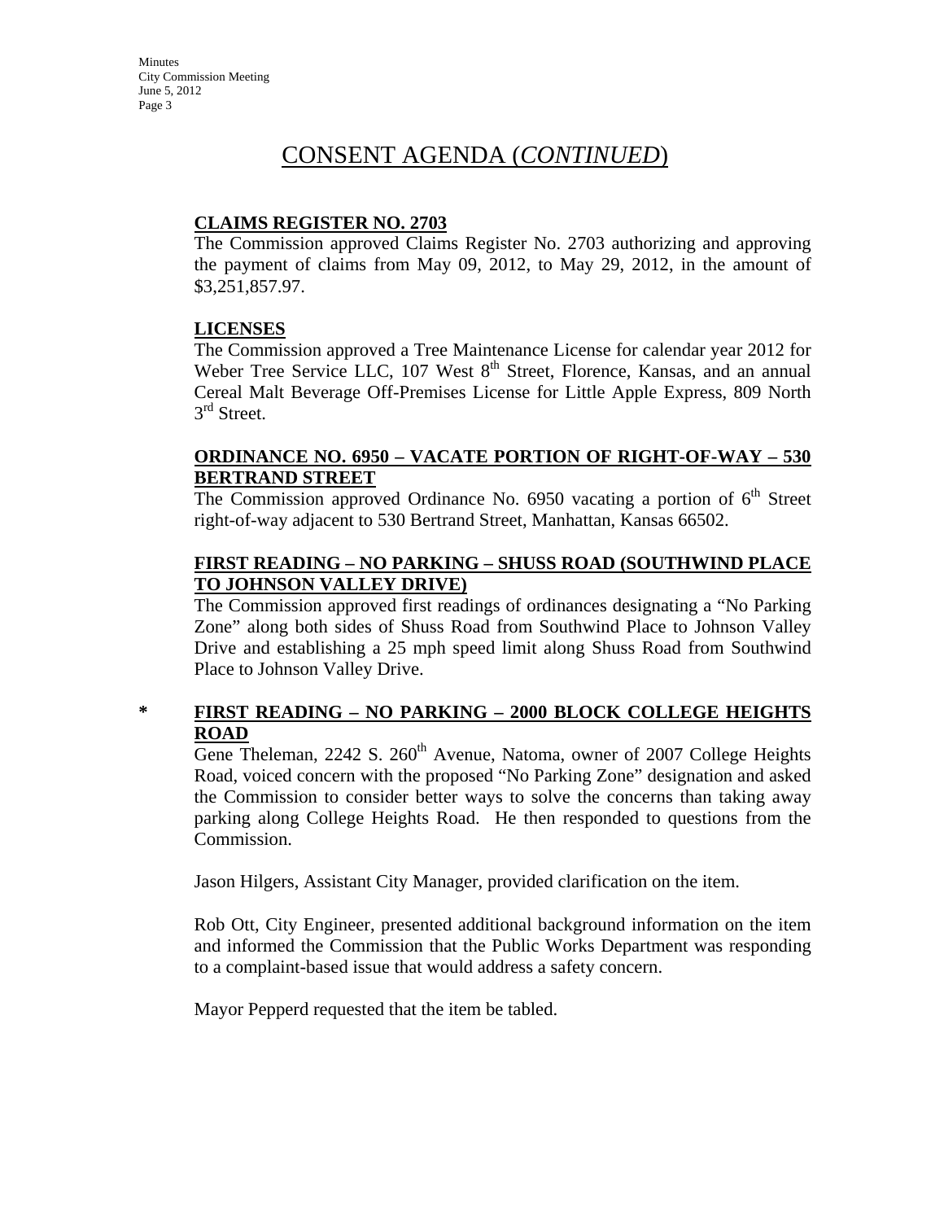# CONSENT AGENDA (*CONTINUED*)

**CLAIMS REGISTER NO. 2703**

The Commission approved Claims Register No. 2703 authorizing and approving the payment of claims from May 09, 2012, to May 29, 2012, in the amount of $3,251,857.97.

**LICENSES**

The Commission approved a Tree Maintenance License for calendar year 2012 for Weber Tree Service LLC, 107 West 8th Street, Florence, Kansas, and an annual Cereal Malt Beverage Off-Premises License for Little Apple Express, 809 North 3rd Street.

**ORDINANCE NO. 6950 – VACATE PORTION OF RIGHT-OF-WAY – 530 BERTRAND STREET**

The Commission approved Ordinance No. 6950 vacating a portion of 6th Street right-of-way adjacent to 530 Bertrand Street, Manhattan, Kansas 66502.

**FIRST READING – NO PARKING – SHUSS ROAD (SOUTHWIND PLACE TO JOHNSON VALLEY DRIVE)**

The Commission approved first readings of ordinances designating a "No Parking Zone" along both sides of Shuss Road from Southwind Place to Johnson Valley Drive and establishing a 25 mph speed limit along Shuss Road from Southwind Place to Johnson Valley Drive.

\* **FIRST READING – NO PARKING – 2000 BLOCK COLLEGE HEIGHTS ROAD**

Gene Theleman, 2242 S. 260th Avenue, Natoma, owner of 2007 College Heights Road, voiced concern with the proposed "No Parking Zone" designation and asked the Commission to consider better ways to solve the concerns than taking away parking along College Heights Road. He then responded to questions from the Commission.

Jason Hilgers, Assistant City Manager, provided clarification on the item.

Rob Ott, City Engineer, presented additional background information on the item and informed the Commission that the Public Works Department was responding to a complaint-based issue that would address a safety concern.

Mayor Pepperd requested that the item be tabled.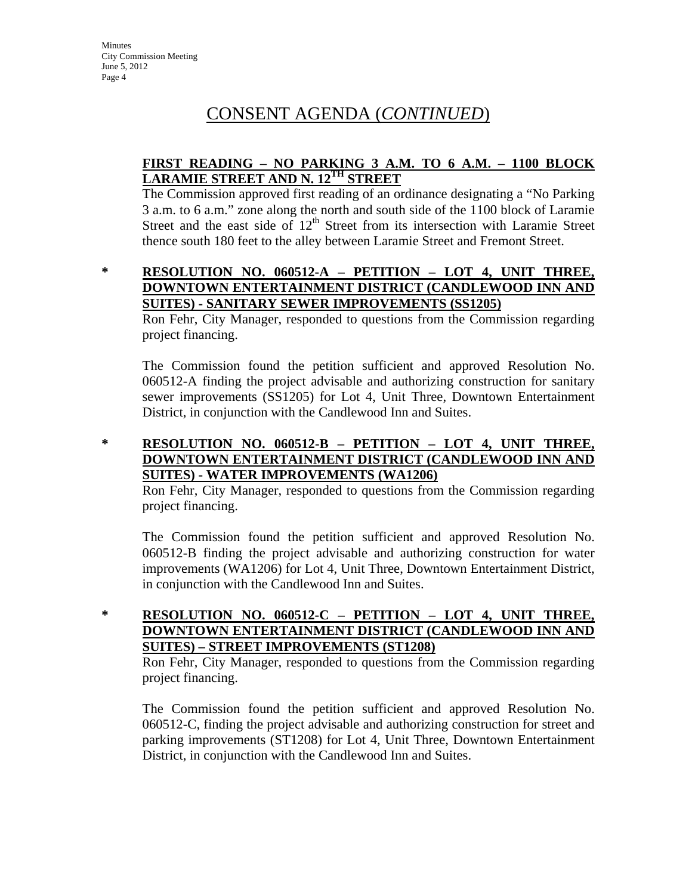# CONSENT AGENDA (*CONTINUED*)

**FIRST READING – NO PARKING 3 A.M. TO 6 A.M. – 1100 BLOCK LARAMIE STREET AND N. 12TH STREET**

The Commission approved first reading of an ordinance designating a "No Parking 3 a.m. to 6 a.m." zone along the north and south side of the 1100 block of Laramie Street and the east side of 12th Street from its intersection with Laramie Street thence south 180 feet to the alley between Laramie Street and Fremont Street.

\* **RESOLUTION NO. 060512-A – PETITION – LOT 4, UNIT THREE, DOWNTOWN ENTERTAINMENT DISTRICT (CANDLEWOOD INN AND SUITES) - SANITARY SEWER IMPROVEMENTS (SS1205)**

Ron Fehr, City Manager, responded to questions from the Commission regarding project financing.

The Commission found the petition sufficient and approved Resolution No. 060512-A finding the project advisable and authorizing construction for sanitary sewer improvements (SS1205) for Lot 4, Unit Three, Downtown Entertainment District, in conjunction with the Candlewood Inn and Suites.

\* **RESOLUTION NO. 060512-B – PETITION – LOT 4, UNIT THREE, DOWNTOWN ENTERTAINMENT DISTRICT (CANDLEWOOD INN AND SUITES) - WATER IMPROVEMENTS (WA1206)**

Ron Fehr, City Manager, responded to questions from the Commission regarding project financing.

The Commission found the petition sufficient and approved Resolution No. 060512-B finding the project advisable and authorizing construction for water improvements (WA1206) for Lot 4, Unit Three, Downtown Entertainment District, in conjunction with the Candlewood Inn and Suites.

\* **RESOLUTION NO. 060512-C – PETITION – LOT 4, UNIT THREE, DOWNTOWN ENTERTAINMENT DISTRICT (CANDLEWOOD INN AND SUITES) – STREET IMPROVEMENTS (ST1208)**

Ron Fehr, City Manager, responded to questions from the Commission regarding project financing.

The Commission found the petition sufficient and approved Resolution No. 060512-C, finding the project advisable and authorizing construction for street and parking improvements (ST1208) for Lot 4, Unit Three, Downtown Entertainment District, in conjunction with the Candlewood Inn and Suites.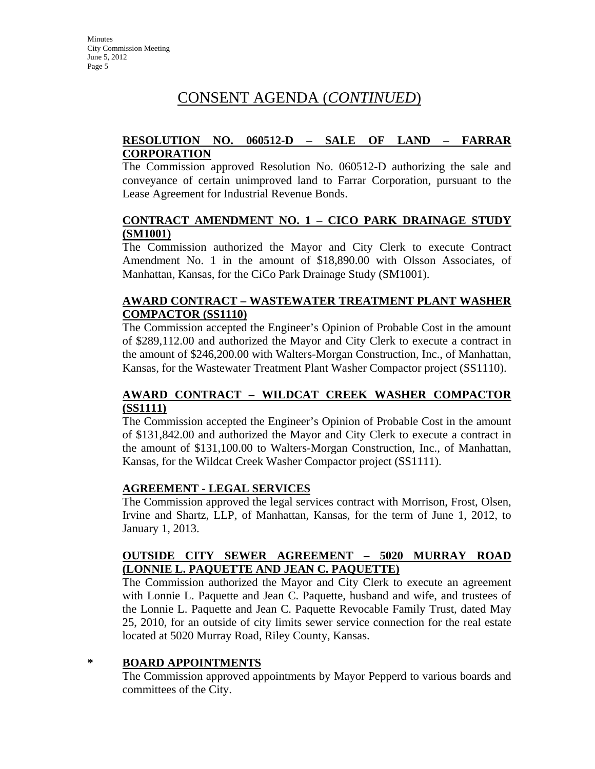# CONSENT AGENDA (*CONTINUED*)

**RESOLUTION NO. 060512-D – SALE OF LAND – FARRAR CORPORATION**

The Commission approved Resolution No. 060512-D authorizing the sale and conveyance of certain unimproved land to Farrar Corporation, pursuant to the Lease Agreement for Industrial Revenue Bonds.

**CONTRACT AMENDMENT NO. 1 – CICO PARK DRAINAGE STUDY (SM1001)**

The Commission authorized the Mayor and City Clerk to execute Contract Amendment No. 1 in the amount of $18,890.00 with Olsson Associates, of Manhattan, Kansas, for the CiCo Park Drainage Study (SM1001).

**AWARD CONTRACT – WASTEWATER TREATMENT PLANT WASHER COMPACTOR (SS1110)**

The Commission accepted the Engineer's Opinion of Probable Cost in the amount of $289,112.00 and authorized the Mayor and City Clerk to execute a contract in the amount of $246,200.00 with Walters-Morgan Construction, Inc., of Manhattan, Kansas, for the Wastewater Treatment Plant Washer Compactor project (SS1110).

**AWARD CONTRACT – WILDCAT CREEK WASHER COMPACTOR (SS1111)**

The Commission accepted the Engineer's Opinion of Probable Cost in the amount of $131,842.00 and authorized the Mayor and City Clerk to execute a contract in the amount of $131,100.00 to Walters-Morgan Construction, Inc., of Manhattan, Kansas, for the Wildcat Creek Washer Compactor project (SS1111).

**AGREEMENT - LEGAL SERVICES**

The Commission approved the legal services contract with Morrison, Frost, Olsen, Irvine and Shartz, LLP, of Manhattan, Kansas, for the term of June 1, 2012, to January 1, 2013.

**OUTSIDE CITY SEWER AGREEMENT – 5020 MURRAY ROAD (LONNIE L. PAQUETTE AND JEAN C. PAQUETTE)**

The Commission authorized the Mayor and City Clerk to execute an agreement with Lonnie L. Paquette and Jean C. Paquette, husband and wife, and trustees of the Lonnie L. Paquette and Jean C. Paquette Revocable Family Trust, dated May 25, 2010, for an outside of city limits sewer service connection for the real estate located at 5020 Murray Road, Riley County, Kansas.

\* **BOARD APPOINTMENTS**

The Commission approved appointments by Mayor Pepperd to various boards and committees of the City.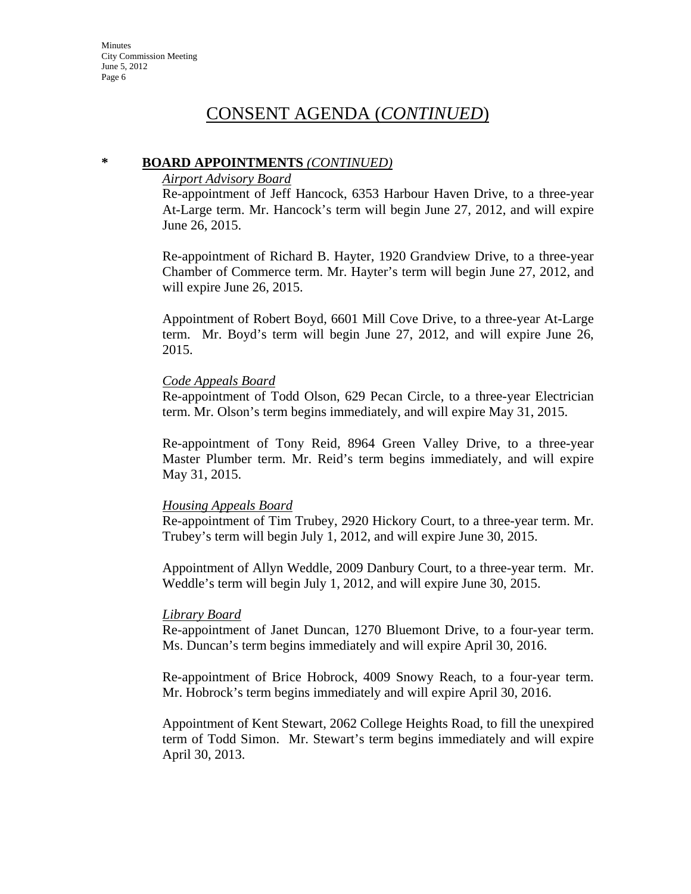# CONSENT AGENDA (*CONTINUED*)

**\* BOARD APPOINTMENTS** ***(CONTINUED)***

*Airport Advisory Board*

Re-appointment of Jeff Hancock, 6353 Harbour Haven Drive, to a three-year At-Large term. Mr. Hancock's term will begin June 27, 2012, and will expire June 26, 2015.

Re-appointment of Richard B. Hayter, 1920 Grandview Drive, to a three-year Chamber of Commerce term. Mr. Hayter's term will begin June 27, 2012, and will expire June 26, 2015.

Appointment of Robert Boyd, 6601 Mill Cove Drive, to a three-year At-Large term. Mr. Boyd's term will begin June 27, 2012, and will expire June 26, 2015.

*Code Appeals Board*

Re-appointment of Todd Olson, 629 Pecan Circle, to a three-year Electrician term. Mr. Olson's term begins immediately, and will expire May 31, 2015.

Re-appointment of Tony Reid, 8964 Green Valley Drive, to a three-year Master Plumber term. Mr. Reid's term begins immediately, and will expire May 31, 2015.

*Housing Appeals Board*

Re-appointment of Tim Trubey, 2920 Hickory Court, to a three-year term. Mr. Trubey's term will begin July 1, 2012, and will expire June 30, 2015.

Appointment of Allyn Weddle, 2009 Danbury Court, to a three-year term. Mr. Weddle's term will begin July 1, 2012, and will expire June 30, 2015.

*Library Board*

Re-appointment of Janet Duncan, 1270 Bluemont Drive, to a four-year term. Ms. Duncan's term begins immediately and will expire April 30, 2016.

Re-appointment of Brice Hobrock, 4009 Snowy Reach, to a four-year term. Mr. Hobrock's term begins immediately and will expire April 30, 2016.

Appointment of Kent Stewart, 2062 College Heights Road, to fill the unexpired term of Todd Simon. Mr. Stewart's term begins immediately and will expire April 30, 2013.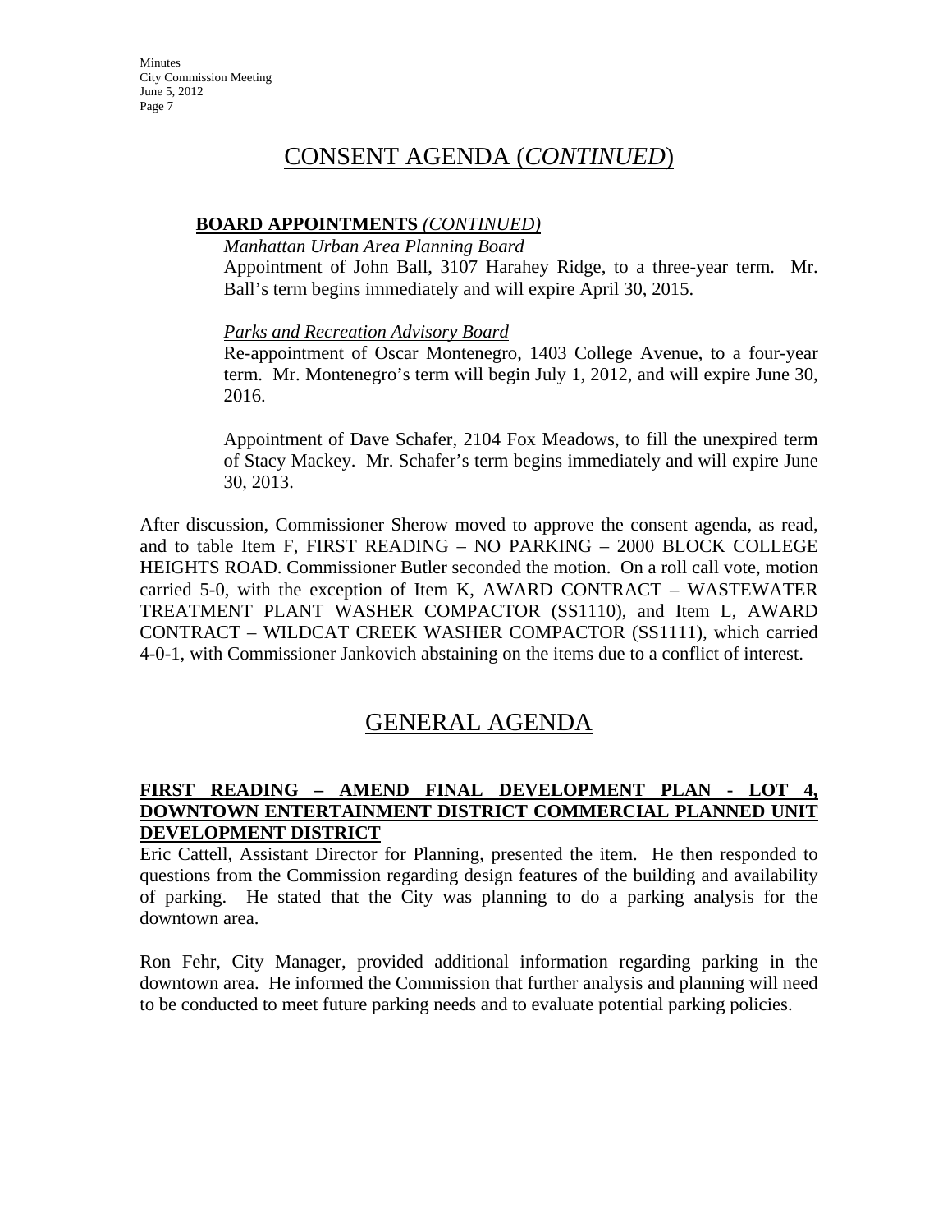## CONSENT AGENDA (*CONTINUED*)

**BOARD APPOINTMENTS** *(CONTINUED)*

*Manhattan Urban Area Planning Board*

Appointment of John Ball, 3107 Harahey Ridge, to a three-year term. Mr. Ball's term begins immediately and will expire April 30, 2015.

*Parks and Recreation Advisory Board*

Re-appointment of Oscar Montenegro, 1403 College Avenue, to a four-year term. Mr. Montenegro's term will begin July 1, 2012, and will expire June 30, 2016.

Appointment of Dave Schafer, 2104 Fox Meadows, to fill the unexpired term of Stacy Mackey. Mr. Schafer's term begins immediately and will expire June 30, 2013.

After discussion, Commissioner Sherow moved to approve the consent agenda, as read, and to table Item F, FIRST READING – NO PARKING – 2000 BLOCK COLLEGE HEIGHTS ROAD. Commissioner Butler seconded the motion. On a roll call vote, motion carried 5-0, with the exception of Item K, AWARD CONTRACT – WASTEWATER TREATMENT PLANT WASHER COMPACTOR (SS1110), and Item L, AWARD CONTRACT – WILDCAT CREEK WASHER COMPACTOR (SS1111), which carried 4-0-1, with Commissioner Jankovich abstaining on the items due to a conflict of interest.

## GENERAL AGENDA

**FIRST READING – AMEND FINAL DEVELOPMENT PLAN - LOT 4, DOWNTOWN ENTERTAINMENT DISTRICT COMMERCIAL PLANNED UNIT DEVELOPMENT DISTRICT**

Eric Cattell, Assistant Director for Planning, presented the item. He then responded to questions from the Commission regarding design features of the building and availability of parking. He stated that the City was planning to do a parking analysis for the downtown area.

Ron Fehr, City Manager, provided additional information regarding parking in the downtown area. He informed the Commission that further analysis and planning will need to be conducted to meet future parking needs and to evaluate potential parking policies.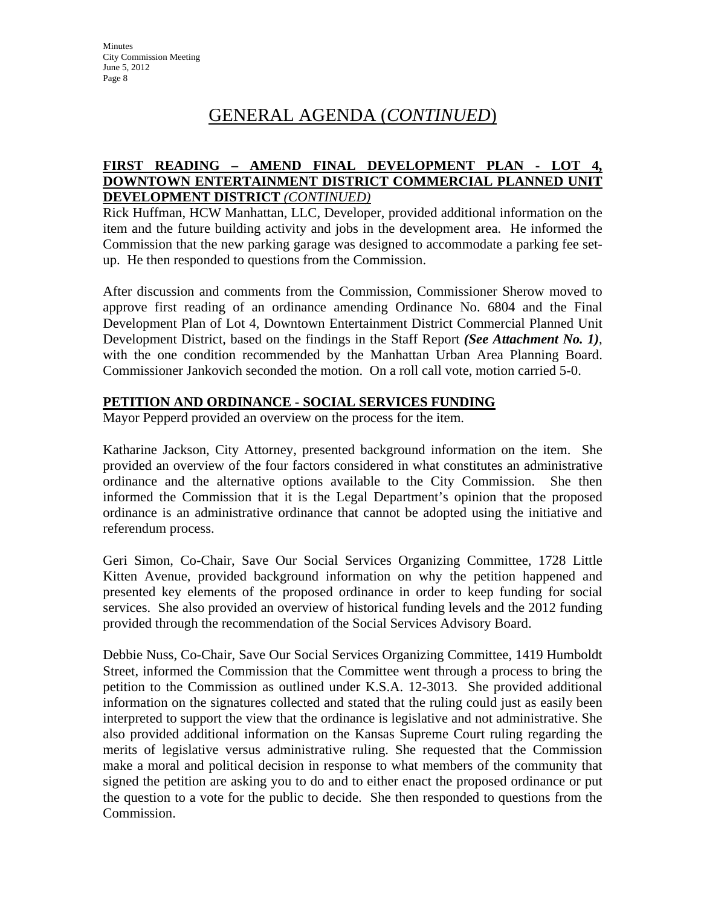# GENERAL AGENDA (*CONTINUED*)

**FIRST READING – AMEND FINAL DEVELOPMENT PLAN - LOT 4, DOWNTOWN ENTERTAINMENT DISTRICT COMMERCIAL PLANNED UNIT DEVELOPMENT DISTRICT** *(CONTINUED)*

Rick Huffman, HCW Manhattan, LLC, Developer, provided additional information on the item and the future building activity and jobs in the development area. He informed the Commission that the new parking garage was designed to accommodate a parking fee set-up. He then responded to questions from the Commission.

After discussion and comments from the Commission, Commissioner Sherow moved to approve first reading of an ordinance amending Ordinance No. 6804 and the Final Development Plan of Lot 4, Downtown Entertainment District Commercial Planned Unit Development District, based on the findings in the Staff Report ***(See Attachment No. 1)***, with the one condition recommended by the Manhattan Urban Area Planning Board. Commissioner Jankovich seconded the motion. On a roll call vote, motion carried 5-0.

**PETITION AND ORDINANCE - SOCIAL SERVICES FUNDING**

Mayor Pepperd provided an overview on the process for the item.

Katharine Jackson, City Attorney, presented background information on the item. She provided an overview of the four factors considered in what constitutes an administrative ordinance and the alternative options available to the City Commission. She then informed the Commission that it is the Legal Department's opinion that the proposed ordinance is an administrative ordinance that cannot be adopted using the initiative and referendum process.

Geri Simon, Co-Chair, Save Our Social Services Organizing Committee, 1728 Little Kitten Avenue, provided background information on why the petition happened and presented key elements of the proposed ordinance in order to keep funding for social services. She also provided an overview of historical funding levels and the 2012 funding provided through the recommendation of the Social Services Advisory Board.

Debbie Nuss, Co-Chair, Save Our Social Services Organizing Committee, 1419 Humboldt Street, informed the Commission that the Committee went through a process to bring the petition to the Commission as outlined under K.S.A. 12-3013. She provided additional information on the signatures collected and stated that the ruling could just as easily been interpreted to support the view that the ordinance is legislative and not administrative. She also provided additional information on the Kansas Supreme Court ruling regarding the merits of legislative versus administrative ruling. She requested that the Commission make a moral and political decision in response to what members of the community that signed the petition are asking you to do and to either enact the proposed ordinance or put the question to a vote for the public to decide. She then responded to questions from the Commission.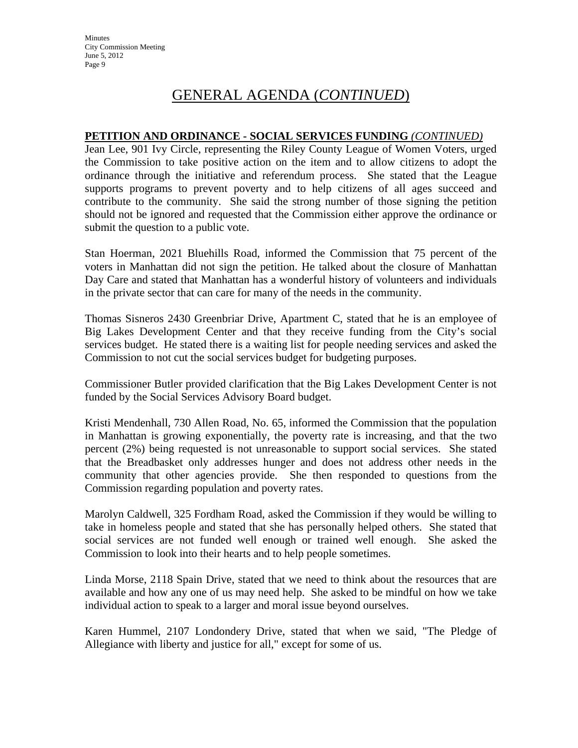# GENERAL AGENDA (*CONTINUED*)

**PETITION AND ORDINANCE - SOCIAL SERVICES FUNDING** ***(CONTINUED)***

Jean Lee, 901 Ivy Circle, representing the Riley County League of Women Voters, urged the Commission to take positive action on the item and to allow citizens to adopt the ordinance through the initiative and referendum process. She stated that the League supports programs to prevent poverty and to help citizens of all ages succeed and contribute to the community. She said the strong number of those signing the petition should not be ignored and requested that the Commission either approve the ordinance or submit the question to a public vote.

Stan Hoerman, 2021 Bluehills Road, informed the Commission that 75 percent of the voters in Manhattan did not sign the petition. He talked about the closure of Manhattan Day Care and stated that Manhattan has a wonderful history of volunteers and individuals in the private sector that can care for many of the needs in the community.

Thomas Sisneros 2430 Greenbriar Drive, Apartment C, stated that he is an employee of Big Lakes Development Center and that they receive funding from the City's social services budget. He stated there is a waiting list for people needing services and asked the Commission to not cut the social services budget for budgeting purposes.

Commissioner Butler provided clarification that the Big Lakes Development Center is not funded by the Social Services Advisory Board budget.

Kristi Mendenhall, 730 Allen Road, No. 65, informed the Commission that the population in Manhattan is growing exponentially, the poverty rate is increasing, and that the two percent (2%) being requested is not unreasonable to support social services. She stated that the Breadbasket only addresses hunger and does not address other needs in the community that other agencies provide. She then responded to questions from the Commission regarding population and poverty rates.

Marolyn Caldwell, 325 Fordham Road, asked the Commission if they would be willing to take in homeless people and stated that she has personally helped others. She stated that social services are not funded well enough or trained well enough. She asked the Commission to look into their hearts and to help people sometimes.

Linda Morse, 2118 Spain Drive, stated that we need to think about the resources that are available and how any one of us may need help. She asked to be mindful on how we take individual action to speak to a larger and moral issue beyond ourselves.

Karen Hummel, 2107 Londondery Drive, stated that when we said, "The Pledge of Allegiance with liberty and justice for all," except for some of us.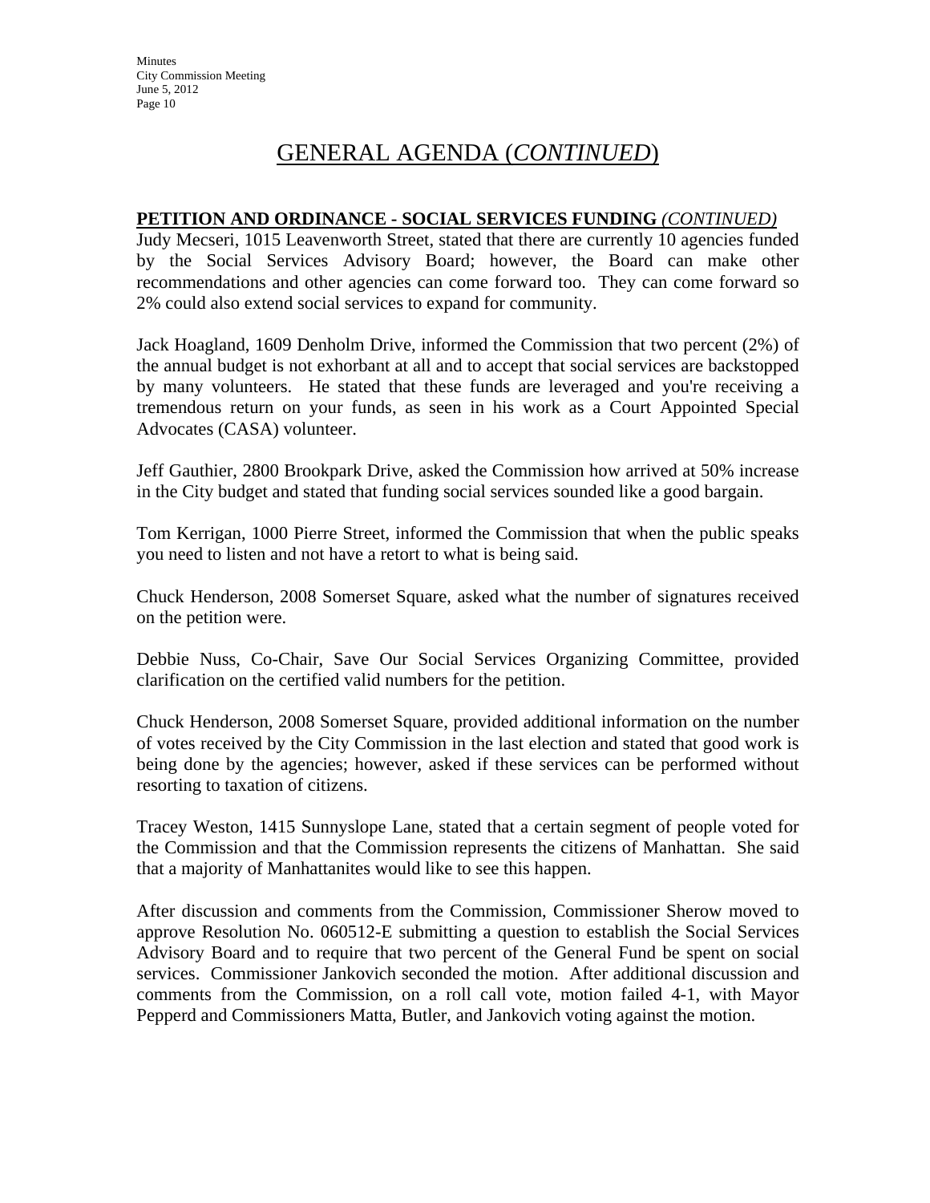# GENERAL AGENDA (*CONTINUED*)

**PETITION AND ORDINANCE - SOCIAL SERVICES FUNDING** *(CONTINUED)*

Judy Mecseri, 1015 Leavenworth Street, stated that there are currently 10 agencies funded by the Social Services Advisory Board; however, the Board can make other recommendations and other agencies can come forward too. They can come forward so 2% could also extend social services to expand for community.

Jack Hoagland, 1609 Denholm Drive, informed the Commission that two percent (2%) of the annual budget is not exhorbant at all and to accept that social services are backstopped by many volunteers. He stated that these funds are leveraged and you're receiving a tremendous return on your funds, as seen in his work as a Court Appointed Special Advocates (CASA) volunteer.

Jeff Gauthier, 2800 Brookpark Drive, asked the Commission how arrived at 50% increase in the City budget and stated that funding social services sounded like a good bargain.

Tom Kerrigan, 1000 Pierre Street, informed the Commission that when the public speaks you need to listen and not have a retort to what is being said.

Chuck Henderson, 2008 Somerset Square, asked what the number of signatures received on the petition were.

Debbie Nuss, Co-Chair, Save Our Social Services Organizing Committee, provided clarification on the certified valid numbers for the petition.

Chuck Henderson, 2008 Somerset Square, provided additional information on the number of votes received by the City Commission in the last election and stated that good work is being done by the agencies; however, asked if these services can be performed without resorting to taxation of citizens.

Tracey Weston, 1415 Sunnyslope Lane, stated that a certain segment of people voted for the Commission and that the Commission represents the citizens of Manhattan. She said that a majority of Manhattanites would like to see this happen.

After discussion and comments from the Commission, Commissioner Sherow moved to approve Resolution No. 060512-E submitting a question to establish the Social Services Advisory Board and to require that two percent of the General Fund be spent on social services. Commissioner Jankovich seconded the motion. After additional discussion and comments from the Commission, on a roll call vote, motion failed 4-1, with Mayor Pepperd and Commissioners Matta, Butler, and Jankovich voting against the motion.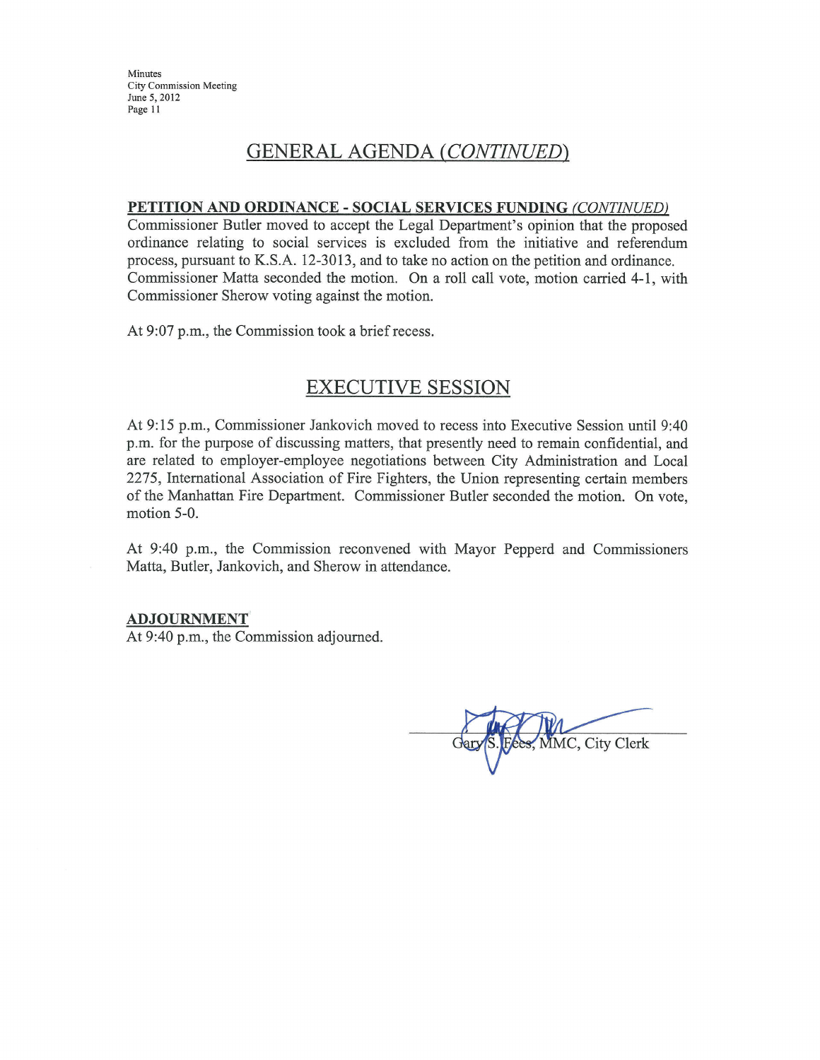## GENERAL AGENDA *(CONTINUED)*

**PETITION AND ORDINANCE - SOCIAL SERVICES FUNDING** *(CONTINUED)*

Commissioner Butler moved to accept the Legal Department's opinion that the proposed ordinance relating to social services is excluded from the initiative and referendum process, pursuant to K.S.A. 12-3013, and to take no action on the petition and ordinance. Commissioner Matta seconded the motion. On a roll call vote, motion carried 4-1, with Commissioner Sherow voting against the motion.

At 9:07 p.m., the Commission took a brief recess.

## EXECUTIVE SESSION

At 9:15 p.m., Commissioner Jankovich moved to recess into Executive Session until 9:40 p.m. for the purpose of discussing matters, that presently need to remain confidential, and are related to employer-employee negotiations between City Administration and Local 2275, International Association of Fire Fighters, the Union representing certain members of the Manhattan Fire Department. Commissioner Butler seconded the motion. On vote, motion 5-0.

At 9:40 p.m., the Commission reconvened with Mayor Pepperd and Commissioners Matta, Butler, Jankovich, and Sherow in attendance.

**ADJOURNMENT**

At 9:40 p.m., the Commission adjourned.

Gary S. Fees, MMC, City Clerk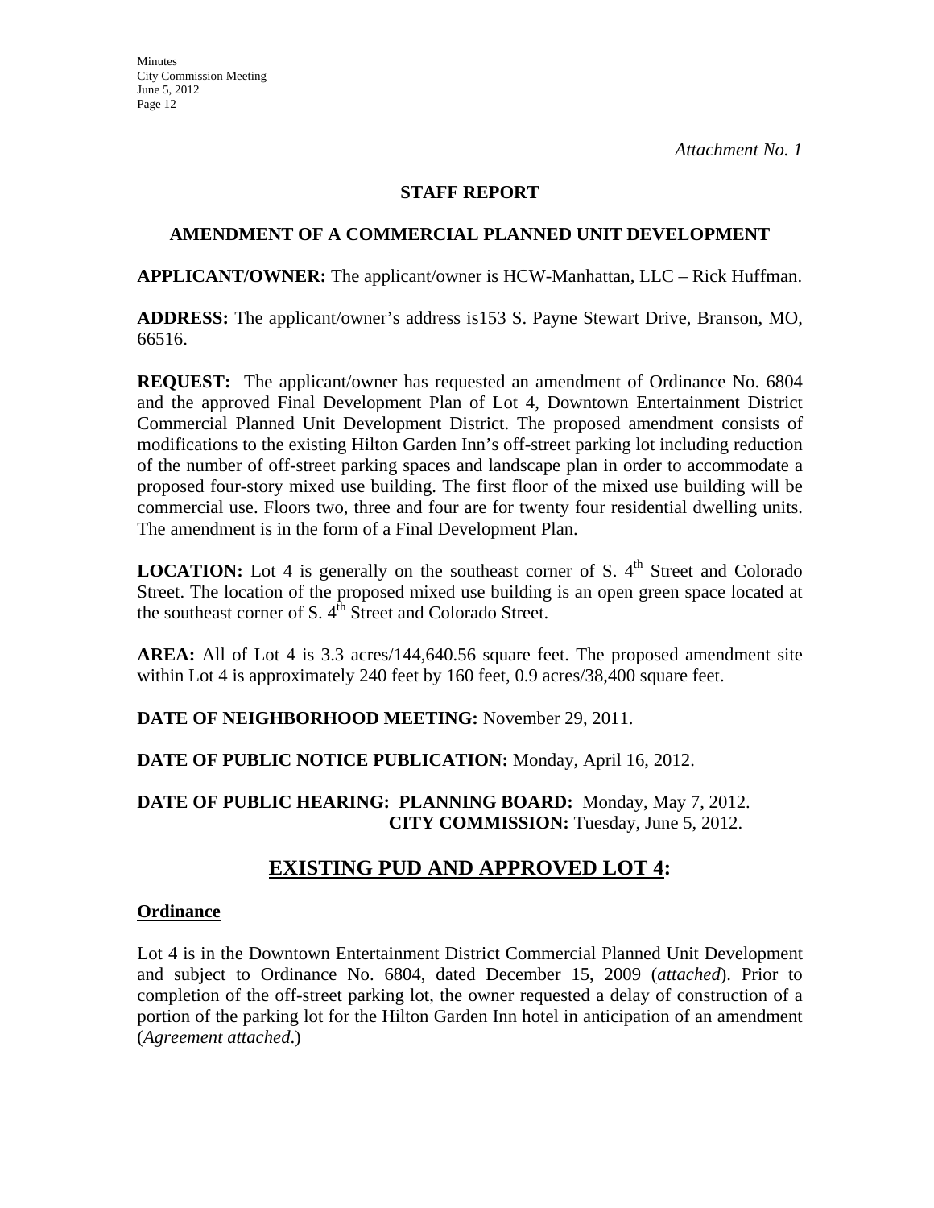*Attachment No. 1*

**STAFF REPORT**

**AMENDMENT OF A COMMERCIAL PLANNED UNIT DEVELOPMENT**

**APPLICANT/OWNER:** The applicant/owner is HCW-Manhattan, LLC – Rick Huffman.

**ADDRESS:** The applicant/owner's address is153 S. Payne Stewart Drive, Branson, MO, 66516.

**REQUEST:** The applicant/owner has requested an amendment of Ordinance No. 6804 and the approved Final Development Plan of Lot 4, Downtown Entertainment District Commercial Planned Unit Development District. The proposed amendment consists of modifications to the existing Hilton Garden Inn's off-street parking lot including reduction of the number of off-street parking spaces and landscape plan in order to accommodate a proposed four-story mixed use building. The first floor of the mixed use building will be commercial use. Floors two, three and four are for twenty four residential dwelling units. The amendment is in the form of a Final Development Plan.

**LOCATION:** Lot 4 is generally on the southeast corner of S. 4th Street and Colorado Street. The location of the proposed mixed use building is an open green space located at the southeast corner of S. 4th Street and Colorado Street.

**AREA:** All of Lot 4 is 3.3 acres/144,640.56 square feet. The proposed amendment site within Lot 4 is approximately 240 feet by 160 feet, 0.9 acres/38,400 square feet.

**DATE OF NEIGHBORHOOD MEETING:** November 29, 2011.

**DATE OF PUBLIC NOTICE PUBLICATION:** Monday, April 16, 2012.

**DATE OF PUBLIC HEARING: PLANNING BOARD:** Monday, May 7, 2012.
**CITY COMMISSION:** Tuesday, June 5, 2012.

## EXISTING PUD AND APPROVED LOT 4:

### Ordinance

Lot 4 is in the Downtown Entertainment District Commercial Planned Unit Development and subject to Ordinance No. 6804, dated December 15, 2009 (*attached*). Prior to completion of the off-street parking lot, the owner requested a delay of construction of a portion of the parking lot for the Hilton Garden Inn hotel in anticipation of an amendment (*Agreement attached*.)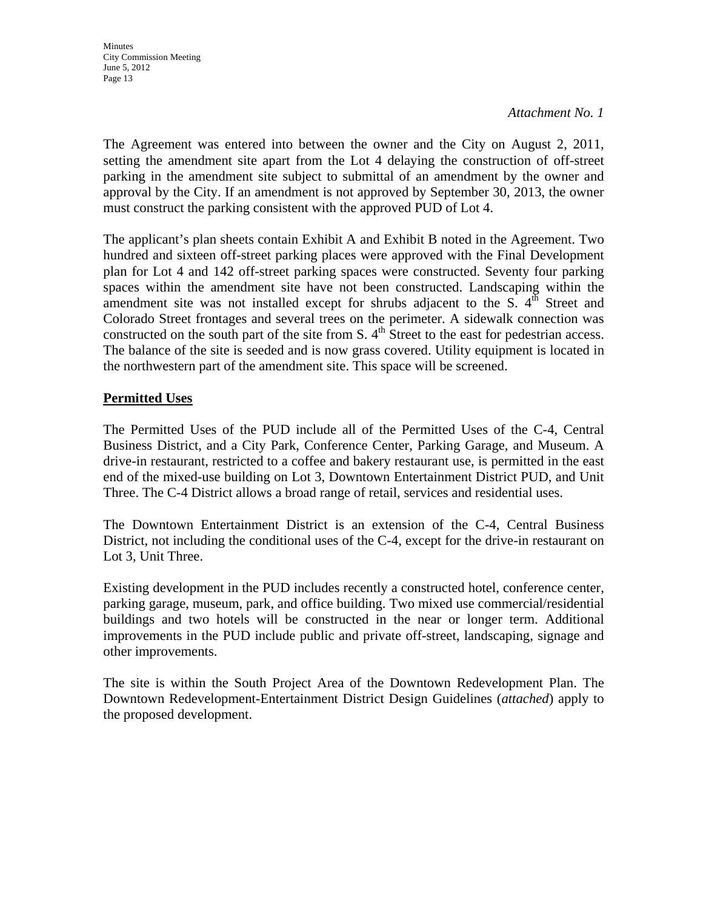*Attachment No. 1*

The Agreement was entered into between the owner and the City on August 2, 2011, setting the amendment site apart from the Lot 4 delaying the construction of off-street parking in the amendment site subject to submittal of an amendment by the owner and approval by the City. If an amendment is not approved by September 30, 2013, the owner must construct the parking consistent with the approved PUD of Lot 4.

The applicant's plan sheets contain Exhibit A and Exhibit B noted in the Agreement. Two hundred and sixteen off-street parking places were approved with the Final Development plan for Lot 4 and 142 off-street parking spaces were constructed. Seventy four parking spaces within the amendment site have not been constructed. Landscaping within the amendment site was not installed except for shrubs adjacent to the S. 4th Street and Colorado Street frontages and several trees on the perimeter. A sidewalk connection was constructed on the south part of the site from S. 4th Street to the east for pedestrian access. The balance of the site is seeded and is now grass covered. Utility equipment is located in the northwestern part of the amendment site. This space will be screened.

**Permitted Uses**

The Permitted Uses of the PUD include all of the Permitted Uses of the C-4, Central Business District, and a City Park, Conference Center, Parking Garage, and Museum. A drive-in restaurant, restricted to a coffee and bakery restaurant use, is permitted in the east end of the mixed-use building on Lot 3, Downtown Entertainment District PUD, and Unit Three. The C-4 District allows a broad range of retail, services and residential uses.

The Downtown Entertainment District is an extension of the C-4, Central Business District, not including the conditional uses of the C-4, except for the drive-in restaurant on Lot 3, Unit Three.

Existing development in the PUD includes recently a constructed hotel, conference center, parking garage, museum, park, and office building. Two mixed use commercial/residential buildings and two hotels will be constructed in the near or longer term. Additional improvements in the PUD include public and private off-street, landscaping, signage and other improvements.

The site is within the South Project Area of the Downtown Redevelopment Plan. The Downtown Redevelopment-Entertainment District Design Guidelines (*attached*) apply to the proposed development.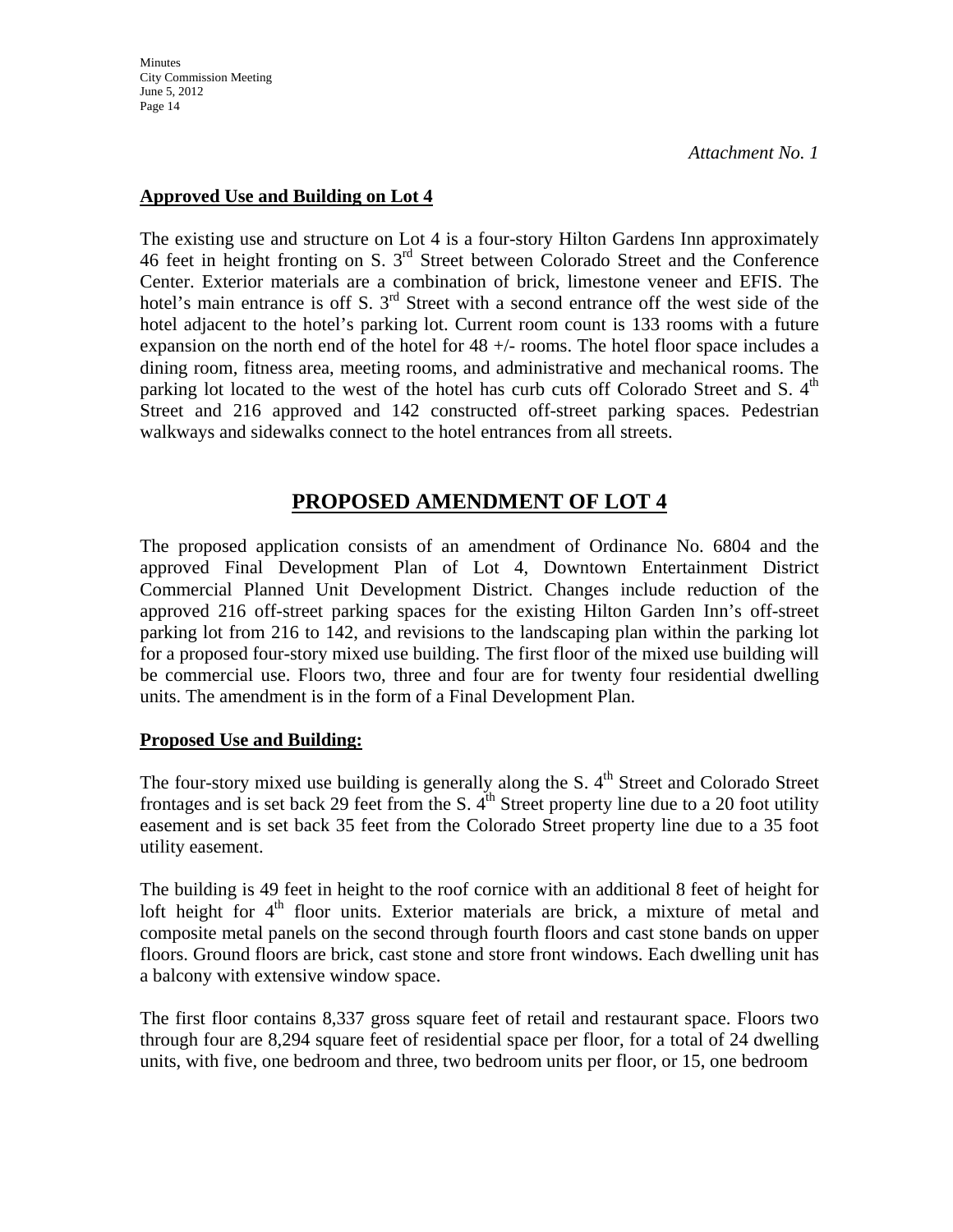*Attachment No. 1*

**Approved Use and Building on Lot 4**

The existing use and structure on Lot 4 is a four-story Hilton Gardens Inn approximately 46 feet in height fronting on S. 3rd Street between Colorado Street and the Conference Center. Exterior materials are a combination of brick, limestone veneer and EFIS. The hotel's main entrance is off S. 3rd Street with a second entrance off the west side of the hotel adjacent to the hotel's parking lot. Current room count is 133 rooms with a future expansion on the north end of the hotel for 48 +/- rooms. The hotel floor space includes a dining room, fitness area, meeting rooms, and administrative and mechanical rooms. The parking lot located to the west of the hotel has curb cuts off Colorado Street and S. 4th Street and 216 approved and 142 constructed off-street parking spaces. Pedestrian walkways and sidewalks connect to the hotel entrances from all streets.

## PROPOSED AMENDMENT OF LOT 4

The proposed application consists of an amendment of Ordinance No. 6804 and the approved Final Development Plan of Lot 4, Downtown Entertainment District Commercial Planned Unit Development District. Changes include reduction of the approved 216 off-street parking spaces for the existing Hilton Garden Inn's off-street parking lot from 216 to 142, and revisions to the landscaping plan within the parking lot for a proposed four-story mixed use building. The first floor of the mixed use building will be commercial use. Floors two, three and four are for twenty four residential dwelling units. The amendment is in the form of a Final Development Plan.

**Proposed Use and Building:**

The four-story mixed use building is generally along the S. 4th Street and Colorado Street frontages and is set back 29 feet from the S. 4th Street property line due to a 20 foot utility easement and is set back 35 feet from the Colorado Street property line due to a 35 foot utility easement.

The building is 49 feet in height to the roof cornice with an additional 8 feet of height for loft height for 4th floor units. Exterior materials are brick, a mixture of metal and composite metal panels on the second through fourth floors and cast stone bands on upper floors. Ground floors are brick, cast stone and store front windows. Each dwelling unit has a balcony with extensive window space.

The first floor contains 8,337 gross square feet of retail and restaurant space. Floors two through four are 8,294 square feet of residential space per floor, for a total of 24 dwelling units, with five, one bedroom and three, two bedroom units per floor, or 15, one bedroom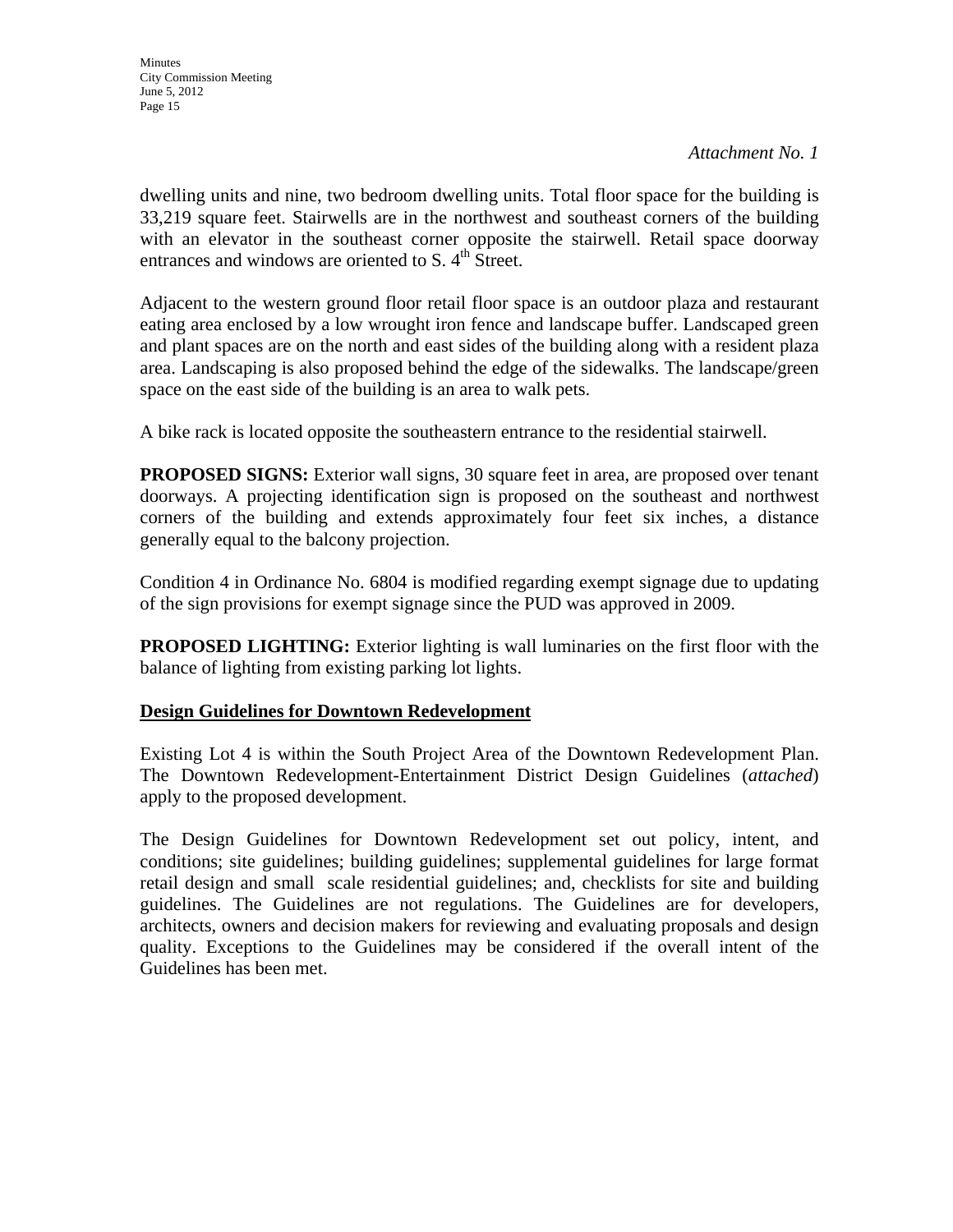*Attachment No. 1*

dwelling units and nine, two bedroom dwelling units. Total floor space for the building is 33,219 square feet. Stairwells are in the northwest and southeast corners of the building with an elevator in the southeast corner opposite the stairwell. Retail space doorway entrances and windows are oriented to S. 4th Street.

Adjacent to the western ground floor retail floor space is an outdoor plaza and restaurant eating area enclosed by a low wrought iron fence and landscape buffer. Landscaped green and plant spaces are on the north and east sides of the building along with a resident plaza area. Landscaping is also proposed behind the edge of the sidewalks. The landscape/green space on the east side of the building is an area to walk pets.

A bike rack is located opposite the southeastern entrance to the residential stairwell.

**PROPOSED SIGNS:** Exterior wall signs, 30 square feet in area, are proposed over tenant doorways. A projecting identification sign is proposed on the southeast and northwest corners of the building and extends approximately four feet six inches, a distance generally equal to the balcony projection.

Condition 4 in Ordinance No. 6804 is modified regarding exempt signage due to updating of the sign provisions for exempt signage since the PUD was approved in 2009.

**PROPOSED LIGHTING:** Exterior lighting is wall luminaries on the first floor with the balance of lighting from existing parking lot lights.

**<u>Design Guidelines for Downtown Redevelopment</u>**

Existing Lot 4 is within the South Project Area of the Downtown Redevelopment Plan. The Downtown Redevelopment-Entertainment District Design Guidelines (*attached*) apply to the proposed development.

The Design Guidelines for Downtown Redevelopment set out policy, intent, and conditions; site guidelines; building guidelines; supplemental guidelines for large format retail design and small scale residential guidelines; and, checklists for site and building guidelines. The Guidelines are not regulations. The Guidelines are for developers, architects, owners and decision makers for reviewing and evaluating proposals and design quality. Exceptions to the Guidelines may be considered if the overall intent of the Guidelines has been met.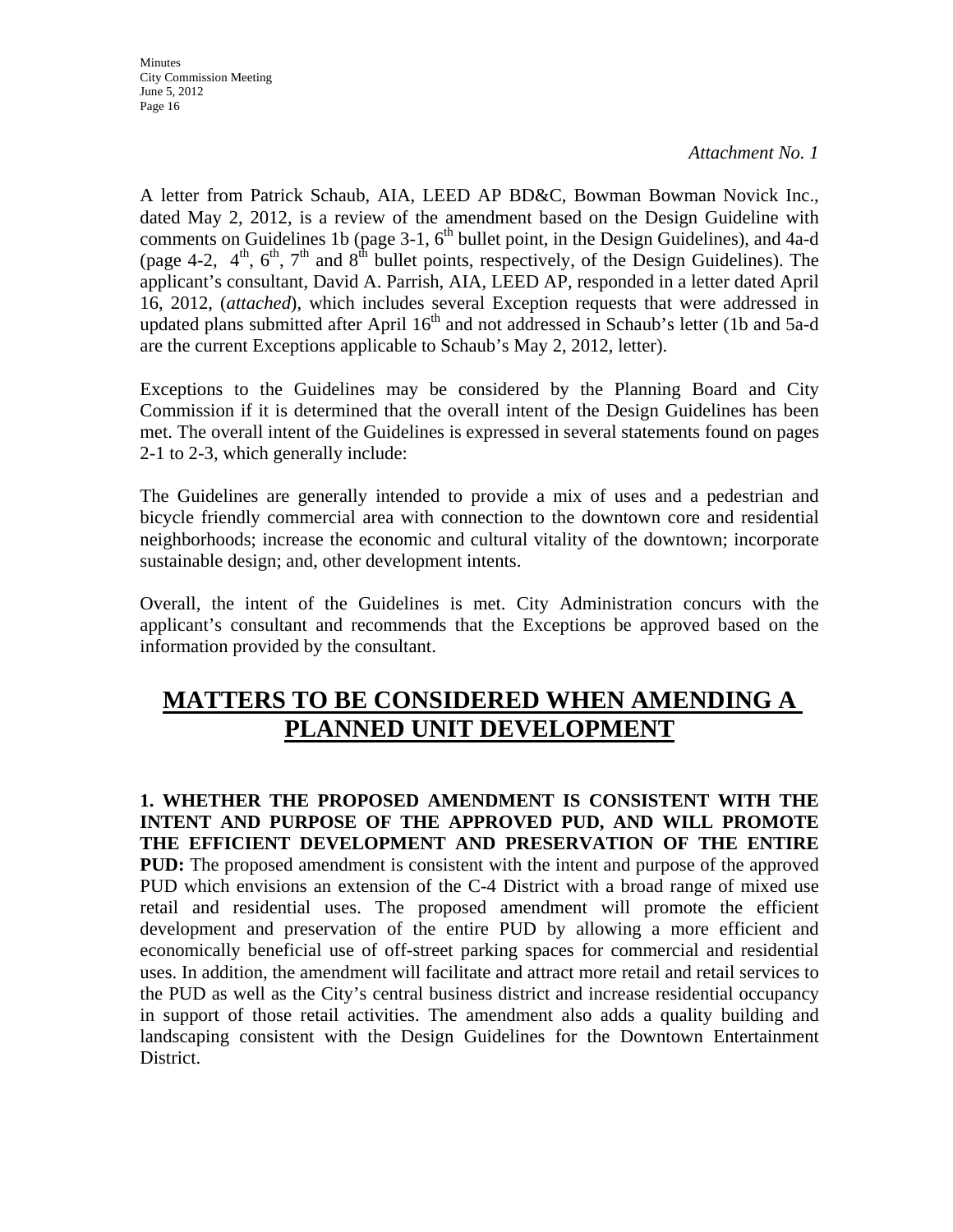*Attachment No. 1*

A letter from Patrick Schaub, AIA, LEED AP BD&C, Bowman Bowman Novick Inc., dated May 2, 2012, is a review of the amendment based on the Design Guideline with comments on Guidelines 1b (page 3-1, 6th bullet point, in the Design Guidelines), and 4a-d (page 4-2, 4th, 6th, 7th and 8th bullet points, respectively, of the Design Guidelines). The applicant's consultant, David A. Parrish, AIA, LEED AP, responded in a letter dated April 16, 2012, (*attached*), which includes several Exception requests that were addressed in updated plans submitted after April 16th and not addressed in Schaub's letter (1b and 5a-d are the current Exceptions applicable to Schaub's May 2, 2012, letter).

Exceptions to the Guidelines may be considered by the Planning Board and City Commission if it is determined that the overall intent of the Design Guidelines has been met. The overall intent of the Guidelines is expressed in several statements found on pages 2-1 to 2-3, which generally include:

The Guidelines are generally intended to provide a mix of uses and a pedestrian and bicycle friendly commercial area with connection to the downtown core and residential neighborhoods; increase the economic and cultural vitality of the downtown; incorporate sustainable design; and, other development intents.

Overall, the intent of the Guidelines is met. City Administration concurs with the applicant's consultant and recommends that the Exceptions be approved based on the information provided by the consultant.

## MATTERS TO BE CONSIDERED WHEN AMENDING A PLANNED UNIT DEVELOPMENT

**1. WHETHER THE PROPOSED AMENDMENT IS CONSISTENT WITH THE INTENT AND PURPOSE OF THE APPROVED PUD, AND WILL PROMOTE THE EFFICIENT DEVELOPMENT AND PRESERVATION OF THE ENTIRE PUD:** The proposed amendment is consistent with the intent and purpose of the approved PUD which envisions an extension of the C-4 District with a broad range of mixed use retail and residential uses. The proposed amendment will promote the efficient development and preservation of the entire PUD by allowing a more efficient and economically beneficial use of off-street parking spaces for commercial and residential uses. In addition, the amendment will facilitate and attract more retail and retail services to the PUD as well as the City's central business district and increase residential occupancy in support of those retail activities. The amendment also adds a quality building and landscaping consistent with the Design Guidelines for the Downtown Entertainment District.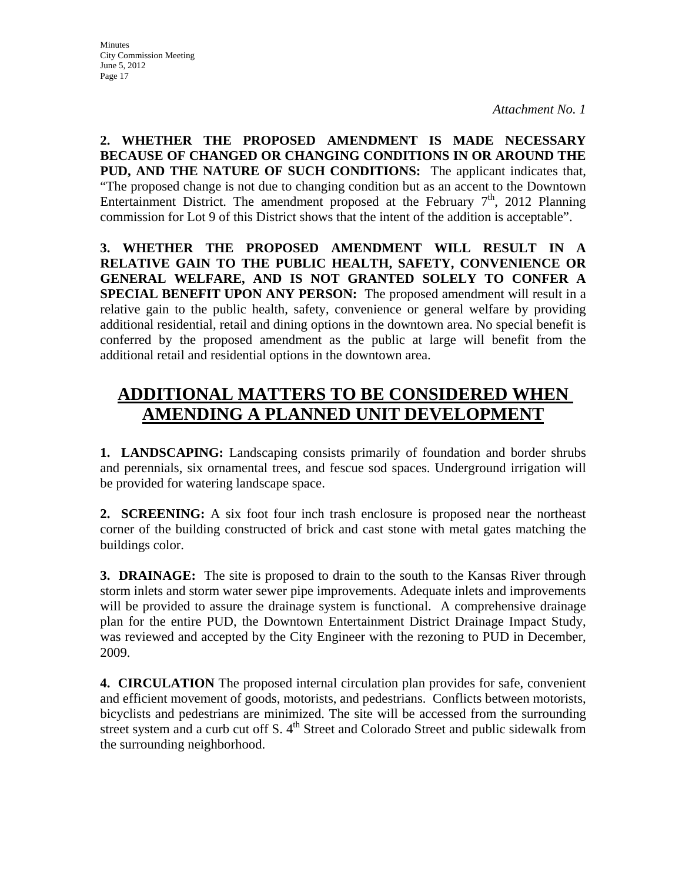*Attachment No. 1*

**2. WHETHER THE PROPOSED AMENDMENT IS MADE NECESSARY BECAUSE OF CHANGED OR CHANGING CONDITIONS IN OR AROUND THE PUD, AND THE NATURE OF SUCH CONDITIONS:** The applicant indicates that, "The proposed change is not due to changing condition but as an accent to the Downtown Entertainment District. The amendment proposed at the February 7th, 2012 Planning commission for Lot 9 of this District shows that the intent of the addition is acceptable".

**3. WHETHER THE PROPOSED AMENDMENT WILL RESULT IN A RELATIVE GAIN TO THE PUBLIC HEALTH, SAFETY, CONVENIENCE OR GENERAL WELFARE, AND IS NOT GRANTED SOLELY TO CONFER A SPECIAL BENEFIT UPON ANY PERSON:** The proposed amendment will result in a relative gain to the public health, safety, convenience or general welfare by providing additional residential, retail and dining options in the downtown area. No special benefit is conferred by the proposed amendment as the public at large will benefit from the additional retail and residential options in the downtown area.

## ADDITIONAL MATTERS TO BE CONSIDERED WHEN AMENDING A PLANNED UNIT DEVELOPMENT

**1. LANDSCAPING:** Landscaping consists primarily of foundation and border shrubs and perennials, six ornamental trees, and fescue sod spaces. Underground irrigation will be provided for watering landscape space.

**2. SCREENING:** A six foot four inch trash enclosure is proposed near the northeast corner of the building constructed of brick and cast stone with metal gates matching the buildings color.

**3. DRAINAGE:** The site is proposed to drain to the south to the Kansas River through storm inlets and storm water sewer pipe improvements. Adequate inlets and improvements will be provided to assure the drainage system is functional. A comprehensive drainage plan for the entire PUD, the Downtown Entertainment District Drainage Impact Study, was reviewed and accepted by the City Engineer with the rezoning to PUD in December, 2009.

**4. CIRCULATION** The proposed internal circulation plan provides for safe, convenient and efficient movement of goods, motorists, and pedestrians. Conflicts between motorists, bicyclists and pedestrians are minimized. The site will be accessed from the surrounding street system and a curb cut off S. 4th Street and Colorado Street and public sidewalk from the surrounding neighborhood.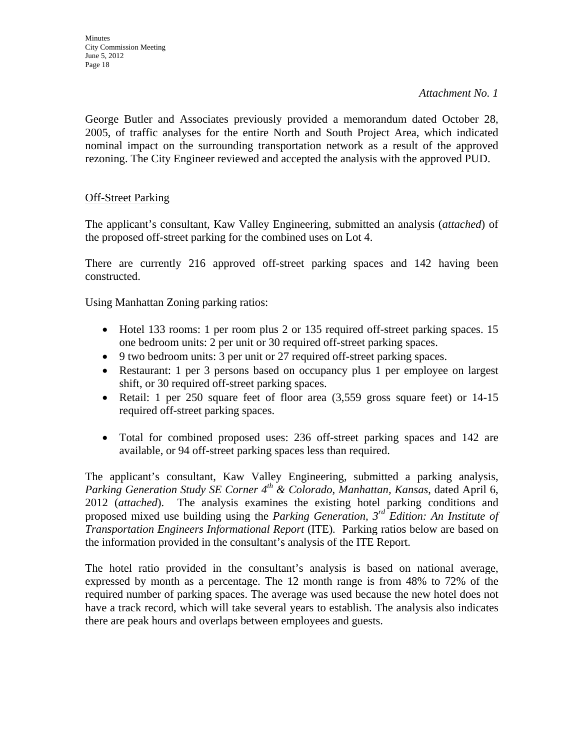*Attachment No. 1*

George Butler and Associates previously provided a memorandum dated October 28, 2005, of traffic analyses for the entire North and South Project Area, which indicated nominal impact on the surrounding transportation network as a result of the approved rezoning. The City Engineer reviewed and accepted the analysis with the approved PUD.

<u>Off-Street Parking</u>

The applicant's consultant, Kaw Valley Engineering, submitted an analysis (*attached*) of the proposed off-street parking for the combined uses on Lot 4.

There are currently 216 approved off-street parking spaces and 142 having been constructed.

Using Manhattan Zoning parking ratios:

- Hotel 133 rooms: 1 per room plus 2 or 135 required off-street parking spaces. 15 one bedroom units: 2 per unit or 30 required off-street parking spaces.
- 9 two bedroom units: 3 per unit or 27 required off-street parking spaces.
- Restaurant: 1 per 3 persons based on occupancy plus 1 per employee on largest shift, or 30 required off-street parking spaces.
- Retail: 1 per 250 square feet of floor area (3,559 gross square feet) or 14-15 required off-street parking spaces.

- Total for combined proposed uses: 236 off-street parking spaces and 142 are available, or 94 off-street parking spaces less than required.

The applicant's consultant, Kaw Valley Engineering, submitted a parking analysis, *Parking Generation Study SE Corner 4th & Colorado, Manhattan, Kansas*, dated April 6, 2012 (*attached*). The analysis examines the existing hotel parking conditions and proposed mixed use building using the *Parking Generation, 3rd Edition: An Institute of Transportation Engineers Informational Report* (ITE). Parking ratios below are based on the information provided in the consultant's analysis of the ITE Report.

The hotel ratio provided in the consultant's analysis is based on national average, expressed by month as a percentage. The 12 month range is from 48% to 72% of the required number of parking spaces. The average was used because the new hotel does not have a track record, which will take several years to establish. The analysis also indicates there are peak hours and overlaps between employees and guests.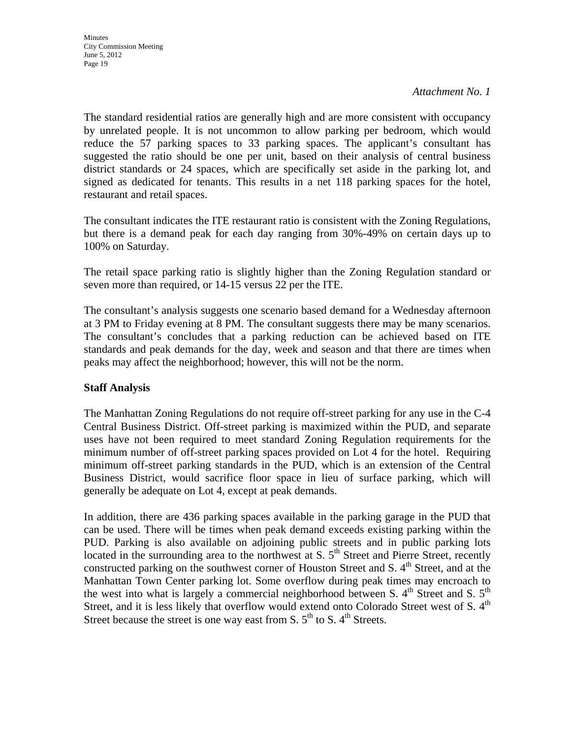*Attachment No. 1*

The standard residential ratios are generally high and are more consistent with occupancy by unrelated people. It is not uncommon to allow parking per bedroom, which would reduce the 57 parking spaces to 33 parking spaces. The applicant's consultant has suggested the ratio should be one per unit, based on their analysis of central business district standards or 24 spaces, which are specifically set aside in the parking lot, and signed as dedicated for tenants. This results in a net 118 parking spaces for the hotel, restaurant and retail spaces.

The consultant indicates the ITE restaurant ratio is consistent with the Zoning Regulations, but there is a demand peak for each day ranging from 30%-49% on certain days up to 100% on Saturday.

The retail space parking ratio is slightly higher than the Zoning Regulation standard or seven more than required, or 14-15 versus 22 per the ITE.

The consultant's analysis suggests one scenario based demand for a Wednesday afternoon at 3 PM to Friday evening at 8 PM. The consultant suggests there may be many scenarios. The consultant's concludes that a parking reduction can be achieved based on ITE standards and peak demands for the day, week and season and that there are times when peaks may affect the neighborhood; however, this will not be the norm.

**Staff Analysis**

The Manhattan Zoning Regulations do not require off-street parking for any use in the C-4 Central Business District. Off-street parking is maximized within the PUD, and separate uses have not been required to meet standard Zoning Regulation requirements for the minimum number of off-street parking spaces provided on Lot 4 for the hotel. Requiring minimum off-street parking standards in the PUD, which is an extension of the Central Business District, would sacrifice floor space in lieu of surface parking, which will generally be adequate on Lot 4, except at peak demands.

In addition, there are 436 parking spaces available in the parking garage in the PUD that can be used. There will be times when peak demand exceeds existing parking within the PUD. Parking is also available on adjoining public streets and in public parking lots located in the surrounding area to the northwest at S. 5th Street and Pierre Street, recently constructed parking on the southwest corner of Houston Street and S. 4th Street, and at the Manhattan Town Center parking lot. Some overflow during peak times may encroach to the west into what is largely a commercial neighborhood between S. 4th Street and S. 5th Street, and it is less likely that overflow would extend onto Colorado Street west of S. 4th Street because the street is one way east from S. 5th to S. 4th Streets.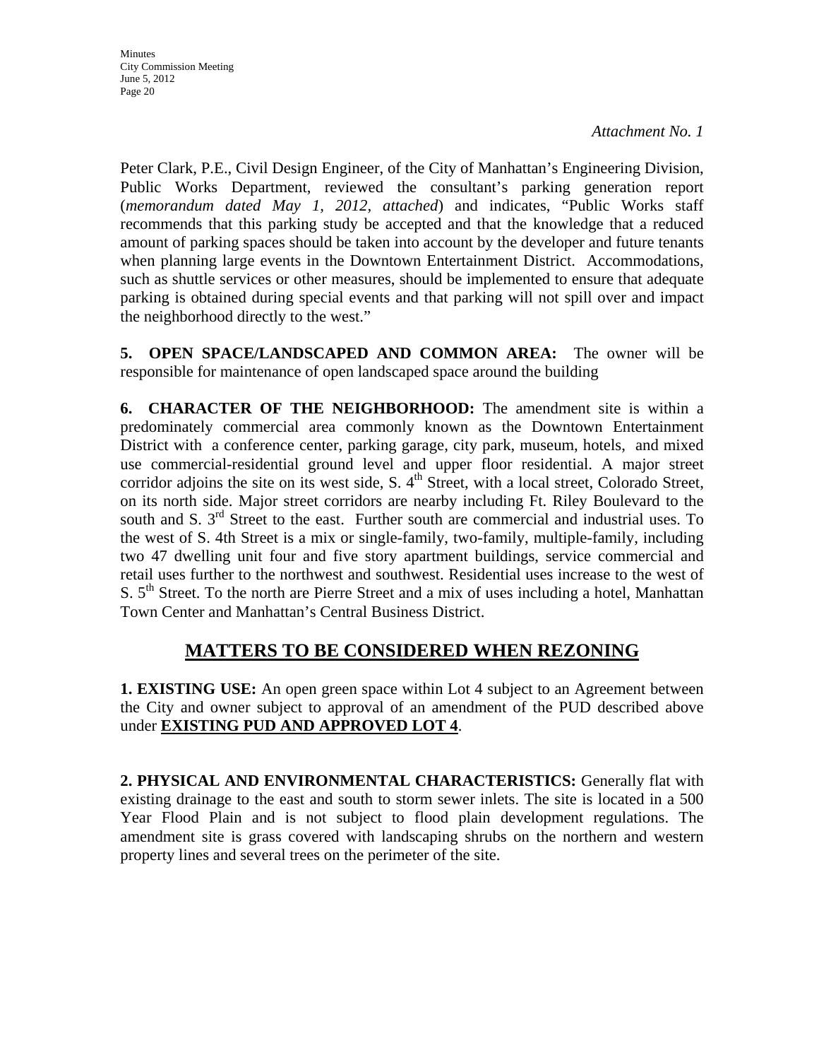*Attachment No. 1*

Peter Clark, P.E., Civil Design Engineer, of the City of Manhattan's Engineering Division, Public Works Department, reviewed the consultant's parking generation report (*memorandum dated May 1, 2012, attached*) and indicates, "Public Works staff recommends that this parking study be accepted and that the knowledge that a reduced amount of parking spaces should be taken into account by the developer and future tenants when planning large events in the Downtown Entertainment District. Accommodations, such as shuttle services or other measures, should be implemented to ensure that adequate parking is obtained during special events and that parking will not spill over and impact the neighborhood directly to the west."

**5. OPEN SPACE/LANDSCAPED AND COMMON AREA:** The owner will be responsible for maintenance of open landscaped space around the building

**6. CHARACTER OF THE NEIGHBORHOOD:** The amendment site is within a predominately commercial area commonly known as the Downtown Entertainment District with a conference center, parking garage, city park, museum, hotels, and mixed use commercial-residential ground level and upper floor residential. A major street corridor adjoins the site on its west side, S. 4th Street, with a local street, Colorado Street, on its north side. Major street corridors are nearby including Ft. Riley Boulevard to the south and S. 3rd Street to the east. Further south are commercial and industrial uses. To the west of S. 4th Street is a mix or single-family, two-family, multiple-family, including two 47 dwelling unit four and five story apartment buildings, service commercial and retail uses further to the northwest and southwest. Residential uses increase to the west of S. 5th Street. To the north are Pierre Street and a mix of uses including a hotel, Manhattan Town Center and Manhattan's Central Business District.

## MATTERS TO BE CONSIDERED WHEN REZONING

**1. EXISTING USE:** An open green space within Lot 4 subject to an Agreement between the City and owner subject to approval of an amendment of the PUD described above under **EXISTING PUD AND APPROVED LOT 4**.

**2. PHYSICAL AND ENVIRONMENTAL CHARACTERISTICS:** Generally flat with existing drainage to the east and south to storm sewer inlets. The site is located in a 500 Year Flood Plain and is not subject to flood plain development regulations. The amendment site is grass covered with landscaping shrubs on the northern and western property lines and several trees on the perimeter of the site.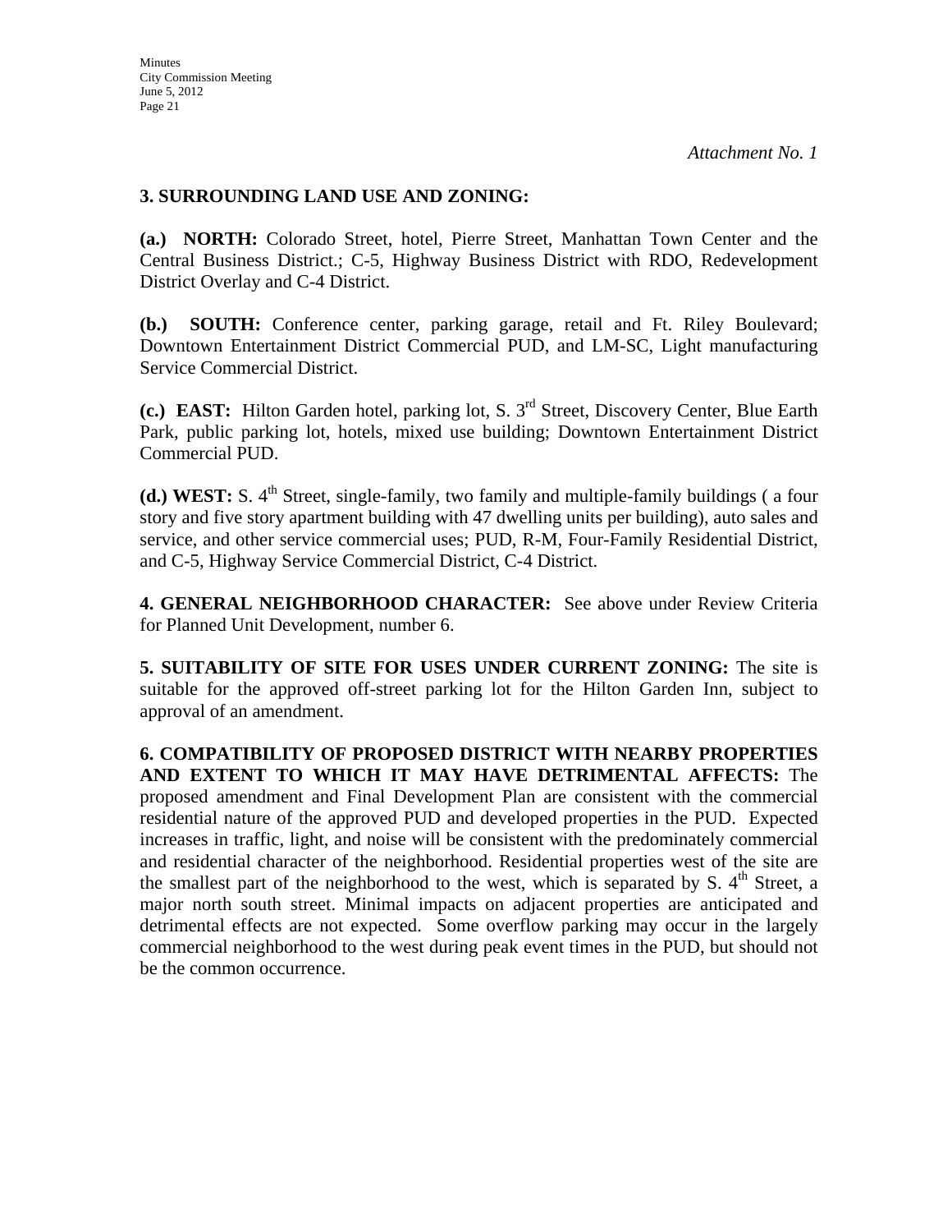*Attachment No. 1*

**3. SURROUNDING LAND USE AND ZONING:**

**(a.) NORTH:** Colorado Street, hotel, Pierre Street, Manhattan Town Center and the Central Business District.; C-5, Highway Business District with RDO, Redevelopment District Overlay and C-4 District.

**(b.) SOUTH:** Conference center, parking garage, retail and Ft. Riley Boulevard; Downtown Entertainment District Commercial PUD, and LM-SC, Light manufacturing Service Commercial District.

**(c.) EAST:** Hilton Garden hotel, parking lot, S. 3rd Street, Discovery Center, Blue Earth Park, public parking lot, hotels, mixed use building; Downtown Entertainment District Commercial PUD.

**(d.) WEST:** S. 4th Street, single-family, two family and multiple-family buildings ( a four story and five story apartment building with 47 dwelling units per building), auto sales and service, and other service commercial uses; PUD, R-M, Four-Family Residential District, and C-5, Highway Service Commercial District, C-4 District.

**4. GENERAL NEIGHBORHOOD CHARACTER:** See above under Review Criteria for Planned Unit Development, number 6.

**5. SUITABILITY OF SITE FOR USES UNDER CURRENT ZONING:** The site is suitable for the approved off-street parking lot for the Hilton Garden Inn, subject to approval of an amendment.

**6. COMPATIBILITY OF PROPOSED DISTRICT WITH NEARBY PROPERTIES AND EXTENT TO WHICH IT MAY HAVE DETRIMENTAL AFFECTS:** The proposed amendment and Final Development Plan are consistent with the commercial residential nature of the approved PUD and developed properties in the PUD. Expected increases in traffic, light, and noise will be consistent with the predominately commercial and residential character of the neighborhood. Residential properties west of the site are the smallest part of the neighborhood to the west, which is separated by S. 4th Street, a major north south street. Minimal impacts on adjacent properties are anticipated and detrimental effects are not expected. Some overflow parking may occur in the largely commercial neighborhood to the west during peak event times in the PUD, but should not be the common occurrence.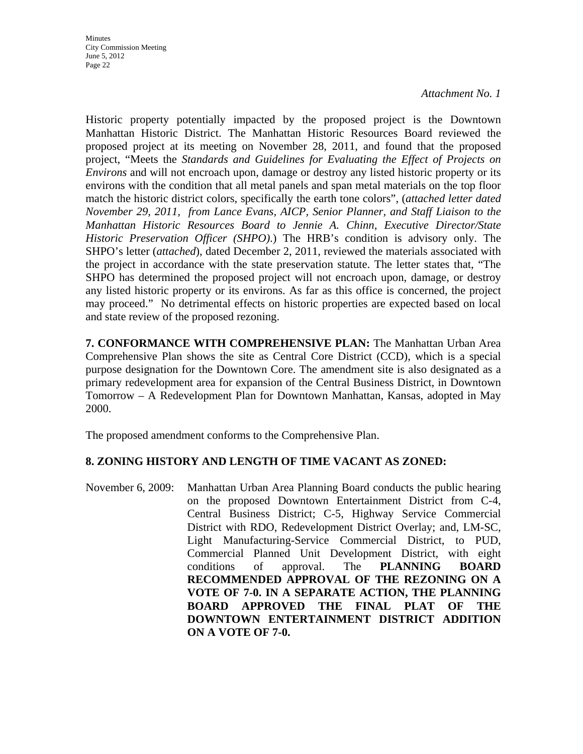*Attachment No. 1*

Historic property potentially impacted by the proposed project is the Downtown Manhattan Historic District. The Manhattan Historic Resources Board reviewed the proposed project at its meeting on November 28, 2011, and found that the proposed project, "Meets the *Standards and Guidelines for Evaluating the Effect of Projects on Environs* and will not encroach upon, damage or destroy any listed historic property or its environs with the condition that all metal panels and span metal materials on the top floor match the historic district colors, specifically the earth tone colors", (*attached letter dated November 29, 2011, from Lance Evans, AICP, Senior Planner, and Staff Liaison to the Manhattan Historic Resources Board to Jennie A. Chinn, Executive Director/State Historic Preservation Officer (SHPO).*) The HRB's condition is advisory only. The SHPO's letter (*attached*), dated December 2, 2011, reviewed the materials associated with the project in accordance with the state preservation statute. The letter states that, "The SHPO has determined the proposed project will not encroach upon, damage, or destroy any listed historic property or its environs. As far as this office is concerned, the project may proceed." No detrimental effects on historic properties are expected based on local and state review of the proposed rezoning.

**7. CONFORMANCE WITH COMPREHENSIVE PLAN:** The Manhattan Urban Area Comprehensive Plan shows the site as Central Core District (CCD), which is a special purpose designation for the Downtown Core. The amendment site is also designated as a primary redevelopment area for expansion of the Central Business District, in Downtown Tomorrow – A Redevelopment Plan for Downtown Manhattan, Kansas, adopted in May 2000.

The proposed amendment conforms to the Comprehensive Plan.

**8. ZONING HISTORY AND LENGTH OF TIME VACANT AS ZONED:**

November 6, 2009: Manhattan Urban Area Planning Board conducts the public hearing on the proposed Downtown Entertainment District from C-4, Central Business District; C-5, Highway Service Commercial District with RDO, Redevelopment District Overlay; and, LM-SC, Light Manufacturing-Service Commercial District, to PUD, Commercial Planned Unit Development District, with eight conditions of approval. The **PLANNING BOARD RECOMMENDED APPROVAL OF THE REZONING ON A VOTE OF 7-0. IN A SEPARATE ACTION, THE PLANNING BOARD APPROVED THE FINAL PLAT OF THE DOWNTOWN ENTERTAINMENT DISTRICT ADDITION ON A VOTE OF 7-0.**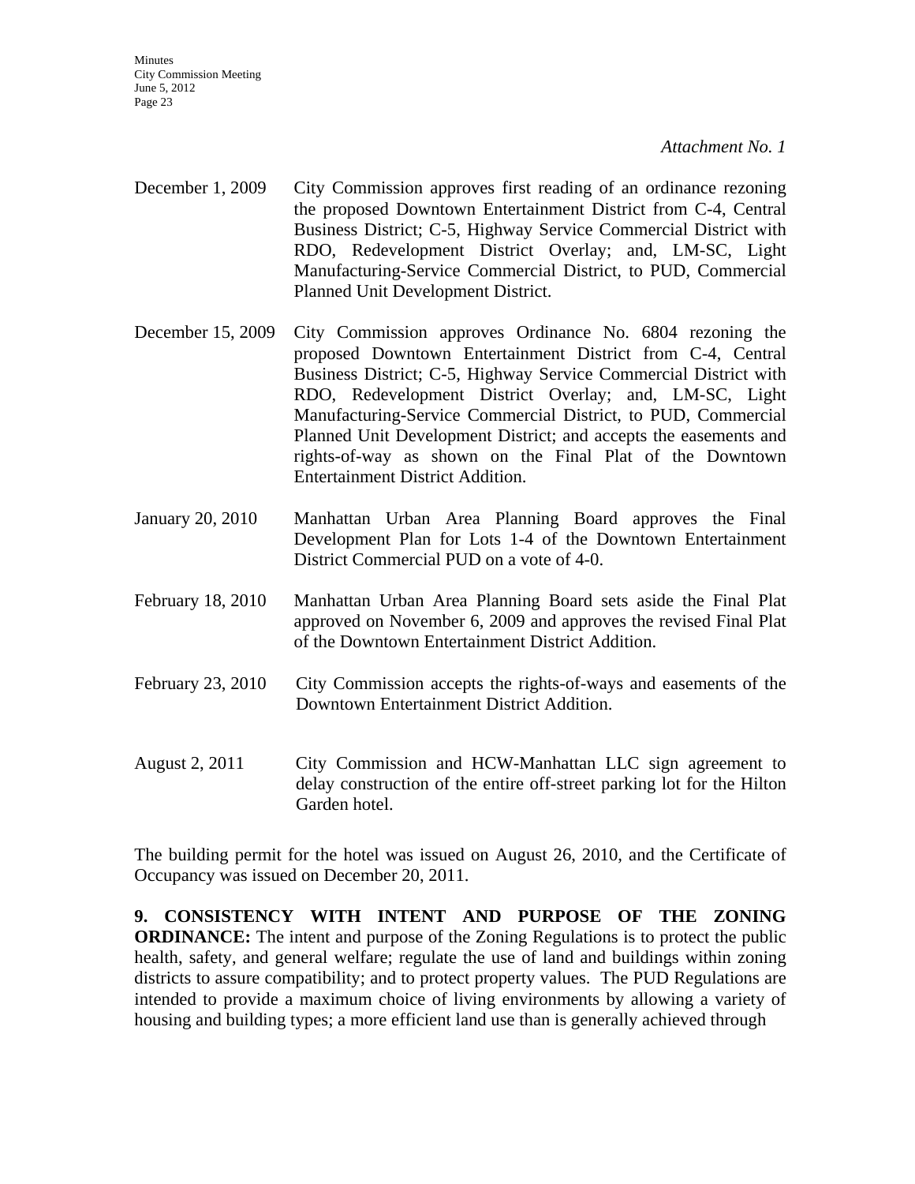*Attachment No. 1*

December 1, 2009 City Commission approves first reading of an ordinance rezoning the proposed Downtown Entertainment District from C-4, Central Business District; C-5, Highway Service Commercial District with RDO, Redevelopment District Overlay; and, LM-SC, Light Manufacturing-Service Commercial District, to PUD, Commercial Planned Unit Development District.

December 15, 2009 City Commission approves Ordinance No. 6804 rezoning the proposed Downtown Entertainment District from C-4, Central Business District; C-5, Highway Service Commercial District with RDO, Redevelopment District Overlay; and, LM-SC, Light Manufacturing-Service Commercial District, to PUD, Commercial Planned Unit Development District; and accepts the easements and rights-of-way as shown on the Final Plat of the Downtown Entertainment District Addition.

January 20, 2010 Manhattan Urban Area Planning Board approves the Final Development Plan for Lots 1-4 of the Downtown Entertainment District Commercial PUD on a vote of 4-0.

February 18, 2010 Manhattan Urban Area Planning Board sets aside the Final Plat approved on November 6, 2009 and approves the revised Final Plat of the Downtown Entertainment District Addition.

February 23, 2010 City Commission accepts the rights-of-ways and easements of the Downtown Entertainment District Addition.

August 2, 2011 City Commission and HCW-Manhattan LLC sign agreement to delay construction of the entire off-street parking lot for the Hilton Garden hotel.

The building permit for the hotel was issued on August 26, 2010, and the Certificate of Occupancy was issued on December 20, 2011.

**9. CONSISTENCY WITH INTENT AND PURPOSE OF THE ZONING ORDINANCE:** The intent and purpose of the Zoning Regulations is to protect the public health, safety, and general welfare; regulate the use of land and buildings within zoning districts to assure compatibility; and to protect property values. The PUD Regulations are intended to provide a maximum choice of living environments by allowing a variety of housing and building types; a more efficient land use than is generally achieved through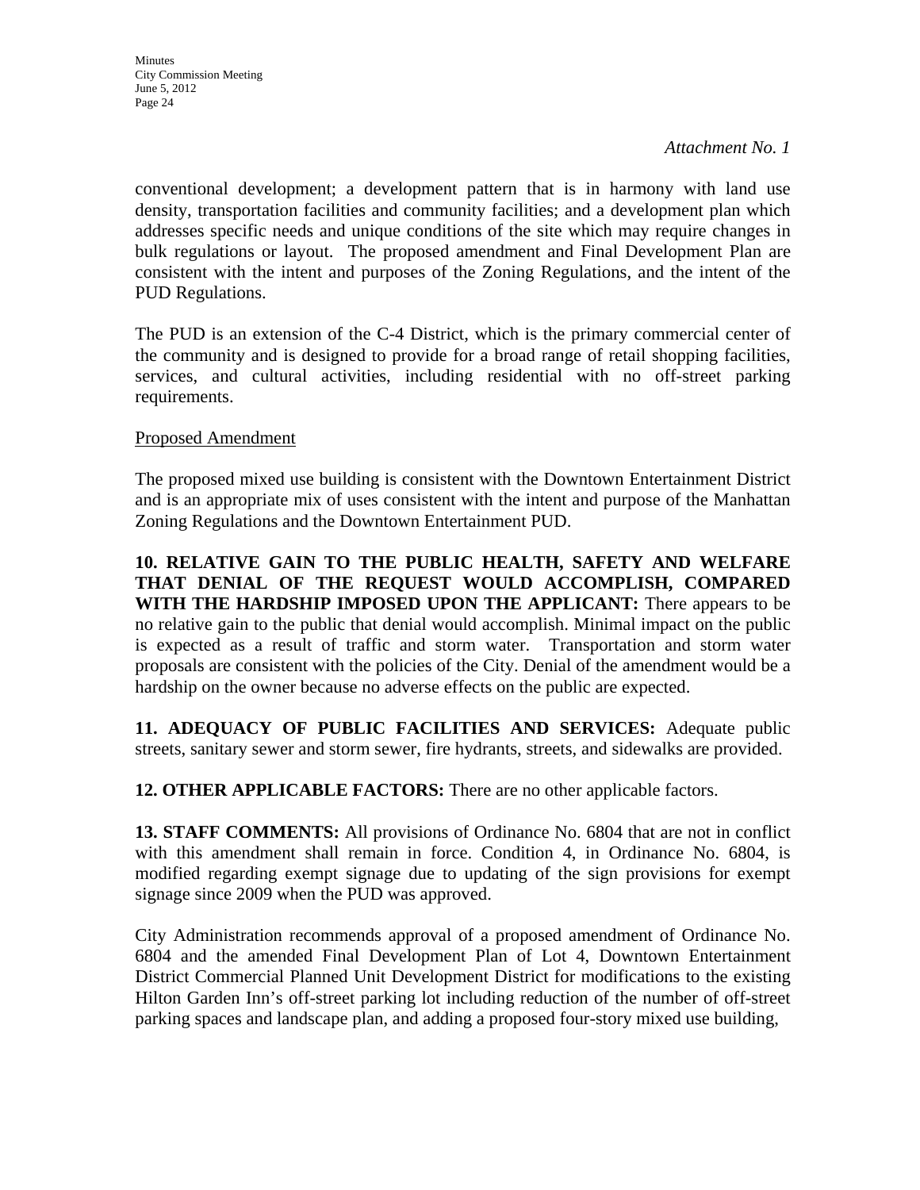*Attachment No. 1*

conventional development; a development pattern that is in harmony with land use density, transportation facilities and community facilities; and a development plan which addresses specific needs and unique conditions of the site which may require changes in bulk regulations or layout. The proposed amendment and Final Development Plan are consistent with the intent and purposes of the Zoning Regulations, and the intent of the PUD Regulations.

The PUD is an extension of the C-4 District, which is the primary commercial center of the community and is designed to provide for a broad range of retail shopping facilities, services, and cultural activities, including residential with no off-street parking requirements.

Proposed Amendment

The proposed mixed use building is consistent with the Downtown Entertainment District and is an appropriate mix of uses consistent with the intent and purpose of the Manhattan Zoning Regulations and the Downtown Entertainment PUD.

**10. RELATIVE GAIN TO THE PUBLIC HEALTH, SAFETY AND WELFARE THAT DENIAL OF THE REQUEST WOULD ACCOMPLISH, COMPARED WITH THE HARDSHIP IMPOSED UPON THE APPLICANT:** There appears to be no relative gain to the public that denial would accomplish. Minimal impact on the public is expected as a result of traffic and storm water. Transportation and storm water proposals are consistent with the policies of the City. Denial of the amendment would be a hardship on the owner because no adverse effects on the public are expected.

**11. ADEQUACY OF PUBLIC FACILITIES AND SERVICES:** Adequate public streets, sanitary sewer and storm sewer, fire hydrants, streets, and sidewalks are provided.

**12. OTHER APPLICABLE FACTORS:** There are no other applicable factors.

**13. STAFF COMMENTS:** All provisions of Ordinance No. 6804 that are not in conflict with this amendment shall remain in force. Condition 4, in Ordinance No. 6804, is modified regarding exempt signage due to updating of the sign provisions for exempt signage since 2009 when the PUD was approved.

City Administration recommends approval of a proposed amendment of Ordinance No. 6804 and the amended Final Development Plan of Lot 4, Downtown Entertainment District Commercial Planned Unit Development District for modifications to the existing Hilton Garden Inn's off-street parking lot including reduction of the number of off-street parking spaces and landscape plan, and adding a proposed four-story mixed use building,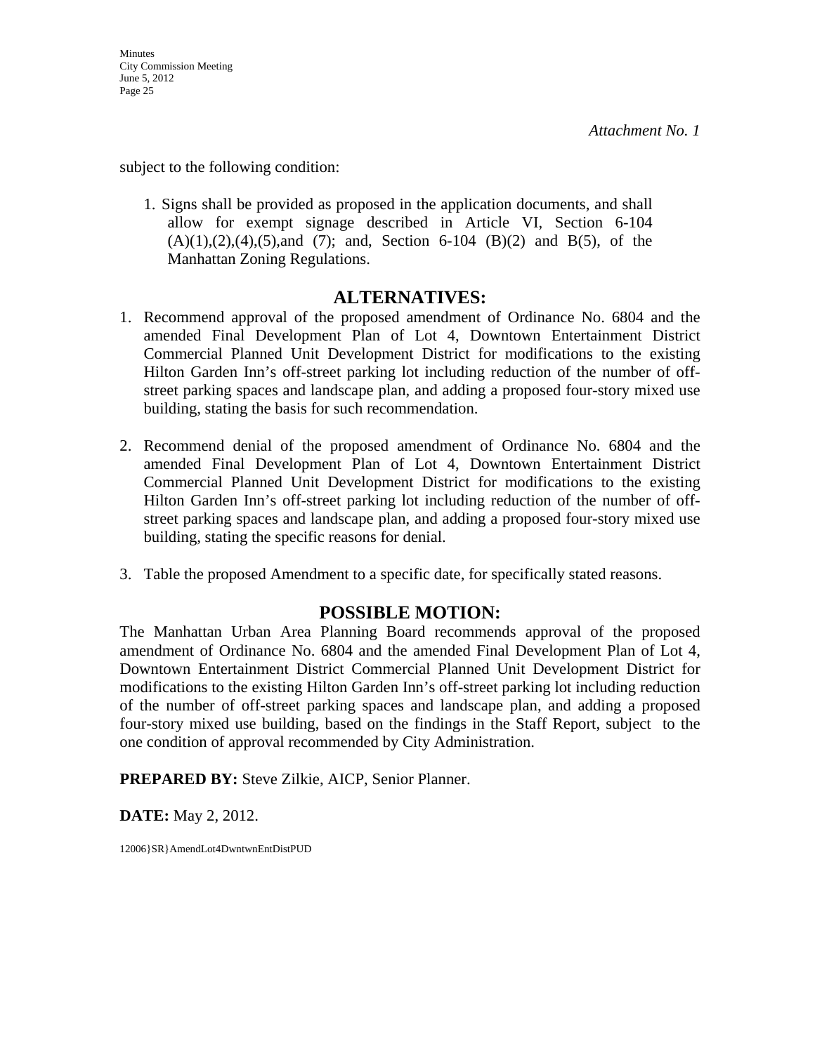*Attachment No. 1*

subject to the following condition:

1. Signs shall be provided as proposed in the application documents, and shall allow for exempt signage described in Article VI, Section 6-104 (A)(1),(2),(4),(5),and (7); and, Section 6-104 (B)(2) and B(5), of the Manhattan Zoning Regulations.

## ALTERNATIVES:

1. Recommend approval of the proposed amendment of Ordinance No. 6804 and the amended Final Development Plan of Lot 4, Downtown Entertainment District Commercial Planned Unit Development District for modifications to the existing Hilton Garden Inn's off-street parking lot including reduction of the number of off-street parking spaces and landscape plan, and adding a proposed four-story mixed use building, stating the basis for such recommendation.

2. Recommend denial of the proposed amendment of Ordinance No. 6804 and the amended Final Development Plan of Lot 4, Downtown Entertainment District Commercial Planned Unit Development District for modifications to the existing Hilton Garden Inn's off-street parking lot including reduction of the number of off-street parking spaces and landscape plan, and adding a proposed four-story mixed use building, stating the specific reasons for denial.

3. Table the proposed Amendment to a specific date, for specifically stated reasons.

## POSSIBLE MOTION:

The Manhattan Urban Area Planning Board recommends approval of the proposed amendment of Ordinance No. 6804 and the amended Final Development Plan of Lot 4, Downtown Entertainment District Commercial Planned Unit Development District for modifications to the existing Hilton Garden Inn's off-street parking lot including reduction of the number of off-street parking spaces and landscape plan, and adding a proposed four-story mixed use building, based on the findings in the Staff Report, subject to the one condition of approval recommended by City Administration.

**PREPARED BY:** Steve Zilkie, AICP, Senior Planner.

**DATE:** May 2, 2012.

12006}SR}AmendLot4DwntwnEntDistPUD